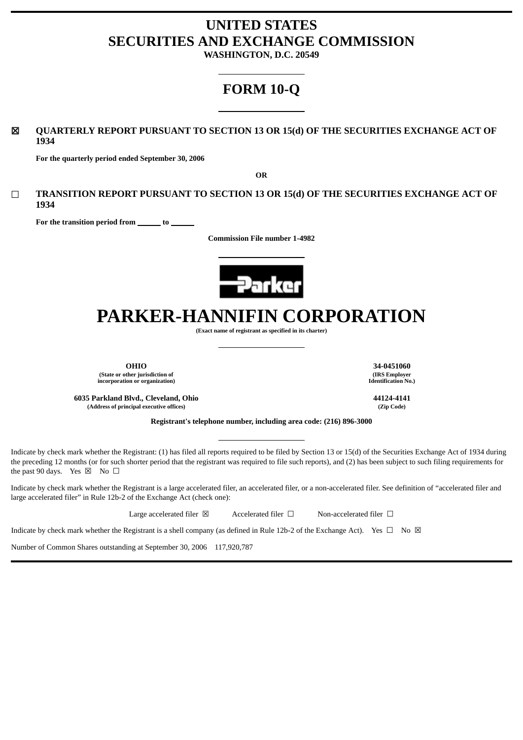# UNITED STATES
# SECURITIES AND EXCHANGE COMMISSION
**WASHINGTON, D.C. 20549**

---

# FORM 10-Q

---

☒ **QUARTERLY REPORT PURSUANT TO SECTION 13 OR 15(d) OF THE SECURITIES EXCHANGE ACT OF 1934**

**For the quarterly period ended September 30, 2006**

**OR**

☐ **TRANSITION REPORT PURSUANT TO SECTION 13 OR 15(d) OF THE SECURITIES EXCHANGE ACT OF 1934**

**For the transition period from ______ to ______**

**Commission File number 1-4982**

---

# PARKER-HANNIFIN CORPORATION

**(Exact name of registrant as specified in its charter)**

---

| | |
|---|---|
| **OHIO** | **34-0451060** |
| **(State or other jurisdiction of incorporation or organization)** | **(IRS Employer Identification No.)** |
| **6035 Parkland Blvd., Cleveland, Ohio** | **44124-4141** |
| **(Address of principal executive offices)** | **(Zip Code)** |

**Registrant's telephone number, including area code: (216) 896-3000**

---

Indicate by check mark whether the Registrant: (1) has filed all reports required to be filed by Section 13 or 15(d) of the Securities Exchange Act of 1934 during the preceding 12 months (or for such shorter period that the registrant was required to file such reports), and (2) has been subject to such filing requirements for the past 90 days. Yes ☒ No ☐

Indicate by check mark whether the Registrant is a large accelerated filer, an accelerated filer, or a non-accelerated filer. See definition of "accelerated filer and large accelerated filer" in Rule 12b-2 of the Exchange Act (check one):

Large accelerated filer ☒ Accelerated filer ☐ Non-accelerated filer ☐

Indicate by check mark whether the Registrant is a shell company (as defined in Rule 12b-2 of the Exchange Act). Yes ☐ No ☒

Number of Common Shares outstanding at September 30, 2006 117,920,787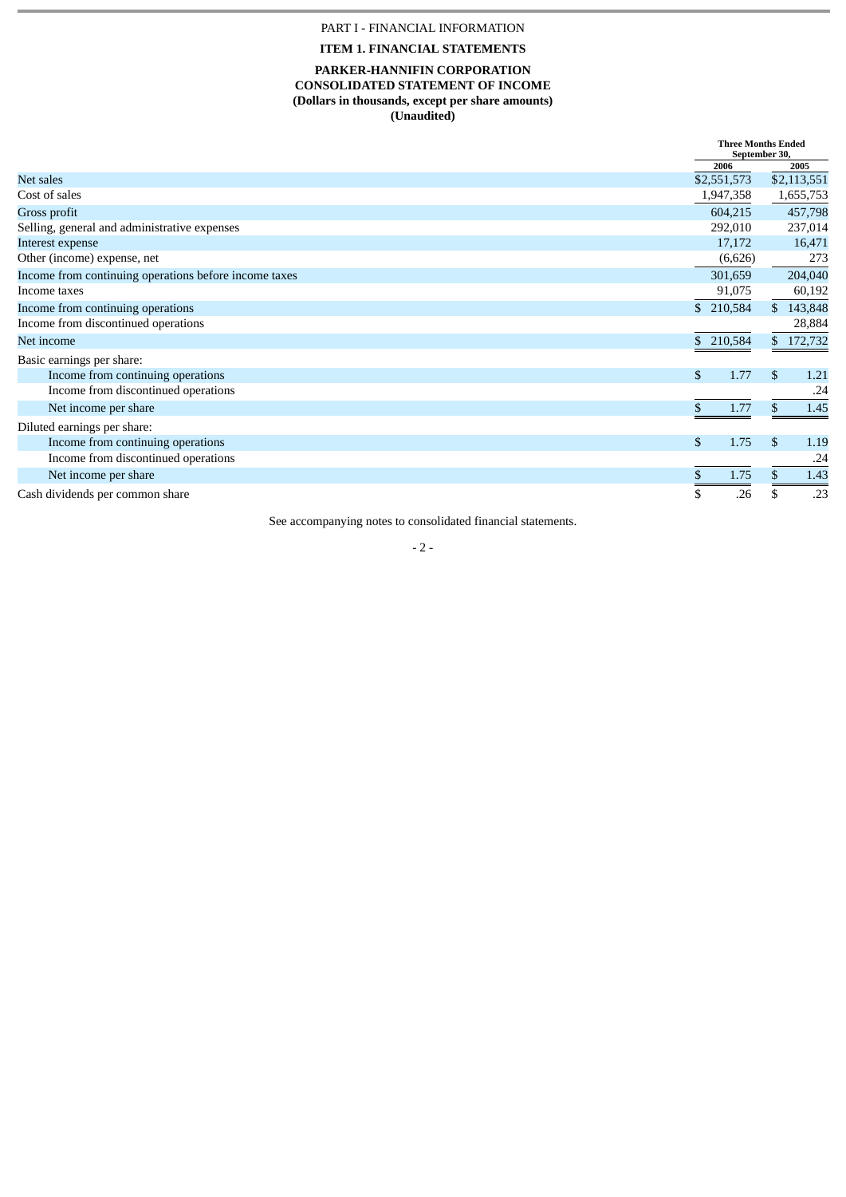PART I - FINANCIAL INFORMATION

**ITEM 1. FINANCIAL STATEMENTS**

**PARKER-HANNIFIN CORPORATION**
**CONSOLIDATED STATEMENT OF INCOME**
**(Dollars in thousands, except per share amounts)**
**(Unaudited)**

| | Three Months Ended September 30, | |
|---|---|---|
| | 2006 | 2005 |
| Net sales | $2,551,573 | $2,113,551 |
| Cost of sales | 1,947,358 | 1,655,753 |
| Gross profit | 604,215 | 457,798 |
| Selling, general and administrative expenses | 292,010 | 237,014 |
| Interest expense | 17,172 | 16,471 |
| Other (income) expense, net | (6,626) | 273 |
| Income from continuing operations before income taxes | 301,659 | 204,040 |
| Income taxes | 91,075 | 60,192 |
| Income from continuing operations | $ 210,584 | $ 143,848 |
| Income from discontinued operations | | 28,884 |
| Net income | $ 210,584 | $ 172,732 |
| Basic earnings per share: | | |
| Income from continuing operations | $ 1.77 | $ 1.21 |
| Income from discontinued operations | | .24 |
| Net income per share | $ 1.77 | $ 1.45 |
| Diluted earnings per share: | | |
| Income from continuing operations | $ 1.75 | $ 1.19 |
| Income from discontinued operations | | .24 |
| Net income per share | $ 1.75 | $ 1.43 |
| Cash dividends per common share | $ .26 | $ .23 |

See accompanying notes to consolidated financial statements.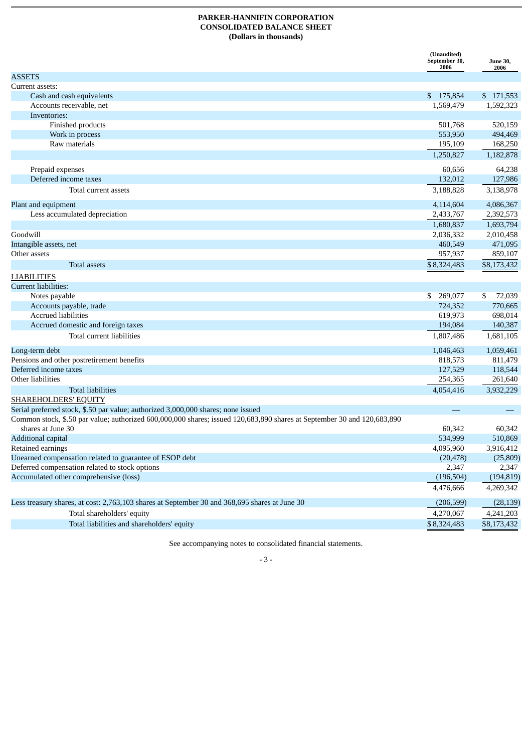**PARKER-HANNIFIN CORPORATION**
**CONSOLIDATED BALANCE SHEET**
**(Dollars in thousands)**

| | (Unaudited) September 30, 2006 | June 30, 2006 |
|---|---|---|
| ASSETS | | |
| Current assets: | | |
| Cash and cash equivalents | $ 175,854 | $ 171,553 |
| Accounts receivable, net | 1,569,479 | 1,592,323 |
| Inventories: | | |
| Finished products | 501,768 | 520,159 |
| Work in process | 553,950 | 494,469 |
| Raw materials | 195,109 | 168,250 |
| | 1,250,827 | 1,182,878 |
| Prepaid expenses | 60,656 | 64,238 |
| Deferred income taxes | 132,012 | 127,986 |
| Total current assets | 3,188,828 | 3,138,978 |
| Plant and equipment | 4,114,604 | 4,086,367 |
| Less accumulated depreciation | 2,433,767 | 2,392,573 |
| | 1,680,837 | 1,693,794 |
| Goodwill | 2,036,332 | 2,010,458 |
| Intangible assets, net | 460,549 | 471,095 |
| Other assets | 957,937 | 859,107 |
| Total assets | $ 8,324,483 | $8,173,432 |
| LIABILITIES | | |
| Current liabilities: | | |
| Notes payable | $ 269,077 | $ 72,039 |
| Accounts payable, trade | 724,352 | 770,665 |
| Accrued liabilities | 619,973 | 698,014 |
| Accrued domestic and foreign taxes | 194,084 | 140,387 |
| Total current liabilities | 1,807,486 | 1,681,105 |
| Long-term debt | 1,046,463 | 1,059,461 |
| Pensions and other postretirement benefits | 818,573 | 811,479 |
| Deferred income taxes | 127,529 | 118,544 |
| Other liabilities | 254,365 | 261,640 |
| Total liabilities | 4,054,416 | 3,932,229 |
| SHAREHOLDERS' EQUITY | | |
| Serial preferred stock, $.50 par value; authorized 3,000,000 shares; none issued | — | — |
| Common stock, $.50 par value; authorized 600,000,000 shares; issued 120,683,890 shares at September 30 and 120,683,890 shares at June 30 | 60,342 | 60,342 |
| Additional capital | 534,999 | 510,869 |
| Retained earnings | 4,095,960 | 3,916,412 |
| Unearned compensation related to guarantee of ESOP debt | (20,478) | (25,809) |
| Deferred compensation related to stock options | 2,347 | 2,347 |
| Accumulated other comprehensive (loss) | (196,504) | (194,819) |
| | 4,476,666 | 4,269,342 |
| Less treasury shares, at cost: 2,763,103 shares at September 30 and 368,695 shares at June 30 | (206,599) | (28,139) |
| Total shareholders' equity | 4,270,067 | 4,241,203 |
| Total liabilities and shareholders' equity | $ 8,324,483 | $8,173,432 |

See accompanying notes to consolidated financial statements.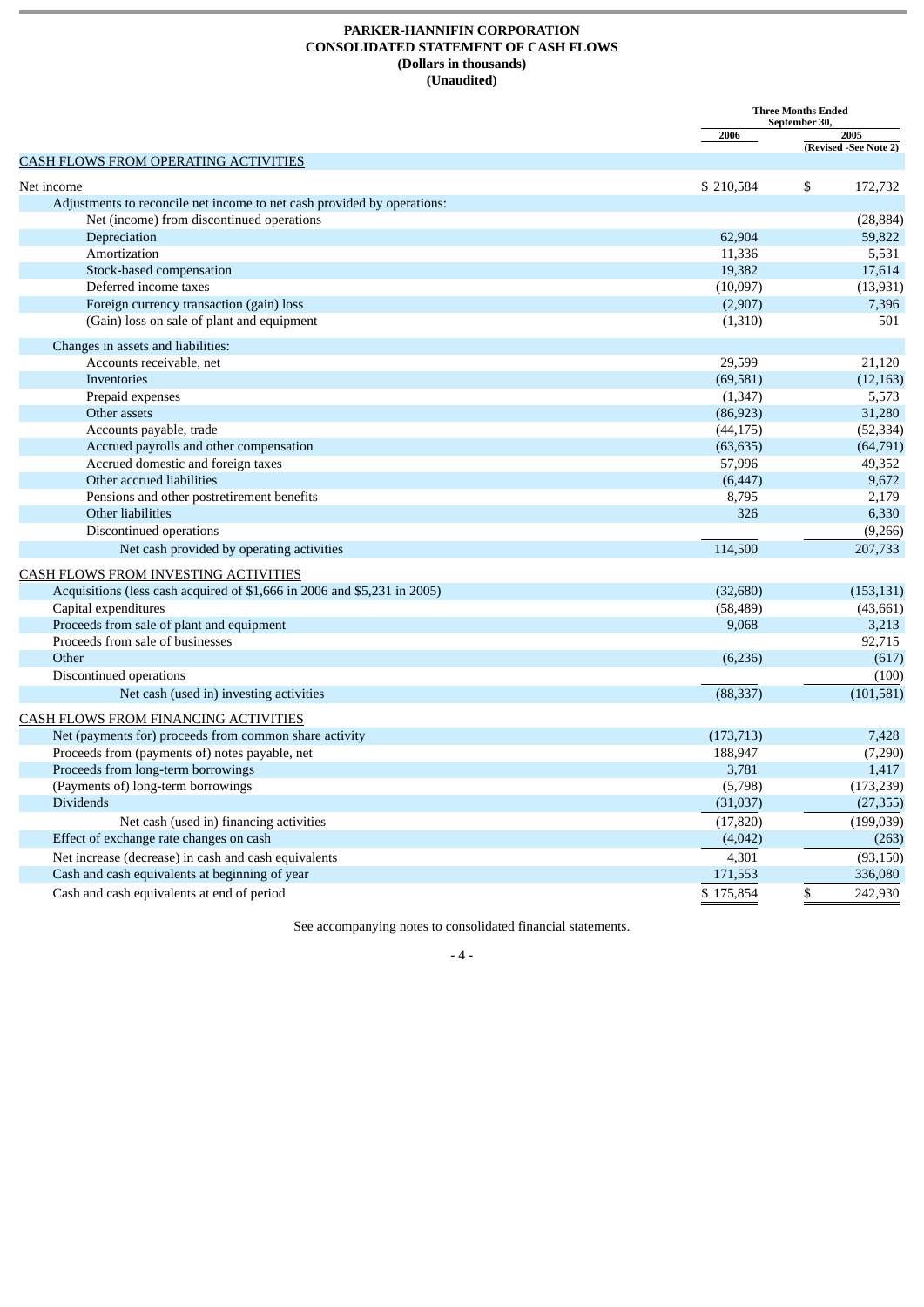**PARKER-HANNIFIN CORPORATION**
**CONSOLIDATED STATEMENT OF CASH FLOWS**
**(Dollars in thousands)**
**(Unaudited)**

| | Three Months Ended September 30, | |
|---|---|---|
| | 2006 | 2005 (Revised -See Note 2) |
| CASH FLOWS FROM OPERATING ACTIVITIES | | |
| Net income | $ 210,584 | $ 172,732 |
| Adjustments to reconcile net income to net cash provided by operations: | | |
| Net (income) from discontinued operations | | (28,884) |
| Depreciation | 62,904 | 59,822 |
| Amortization | 11,336 | 5,531 |
| Stock-based compensation | 19,382 | 17,614 |
| Deferred income taxes | (10,097) | (13,931) |
| Foreign currency transaction (gain) loss | (2,907) | 7,396 |
| (Gain) loss on sale of plant and equipment | (1,310) | 501 |
| Changes in assets and liabilities: | | |
| Accounts receivable, net | 29,599 | 21,120 |
| Inventories | (69,581) | (12,163) |
| Prepaid expenses | (1,347) | 5,573 |
| Other assets | (86,923) | 31,280 |
| Accounts payable, trade | (44,175) | (52,334) |
| Accrued payrolls and other compensation | (63,635) | (64,791) |
| Accrued domestic and foreign taxes | 57,996 | 49,352 |
| Other accrued liabilities | (6,447) | 9,672 |
| Pensions and other postretirement benefits | 8,795 | 2,179 |
| Other liabilities | 326 | 6,330 |
| Discontinued operations | | (9,266) |
| Net cash provided by operating activities | 114,500 | 207,733 |
| CASH FLOWS FROM INVESTING ACTIVITIES | | |
| Acquisitions (less cash acquired of $1,666 in 2006 and $5,231 in 2005) | (32,680) | (153,131) |
| Capital expenditures | (58,489) | (43,661) |
| Proceeds from sale of plant and equipment | 9,068 | 3,213 |
| Proceeds from sale of businesses | | 92,715 |
| Other | (6,236) | (617) |
| Discontinued operations | | (100) |
| Net cash (used in) investing activities | (88,337) | (101,581) |
| CASH FLOWS FROM FINANCING ACTIVITIES | | |
| Net (payments for) proceeds from common share activity | (173,713) | 7,428 |
| Proceeds from (payments of) notes payable, net | 188,947 | (7,290) |
| Proceeds from long-term borrowings | 3,781 | 1,417 |
| (Payments of) long-term borrowings | (5,798) | (173,239) |
| Dividends | (31,037) | (27,355) |
| Net cash (used in) financing activities | (17,820) | (199,039) |
| Effect of exchange rate changes on cash | (4,042) | (263) |
| Net increase (decrease) in cash and cash equivalents | 4,301 | (93,150) |
| Cash and cash equivalents at beginning of year | 171,553 | 336,080 |
| Cash and cash equivalents at end of period | $ 175,854 | $ 242,930 |

See accompanying notes to consolidated financial statements.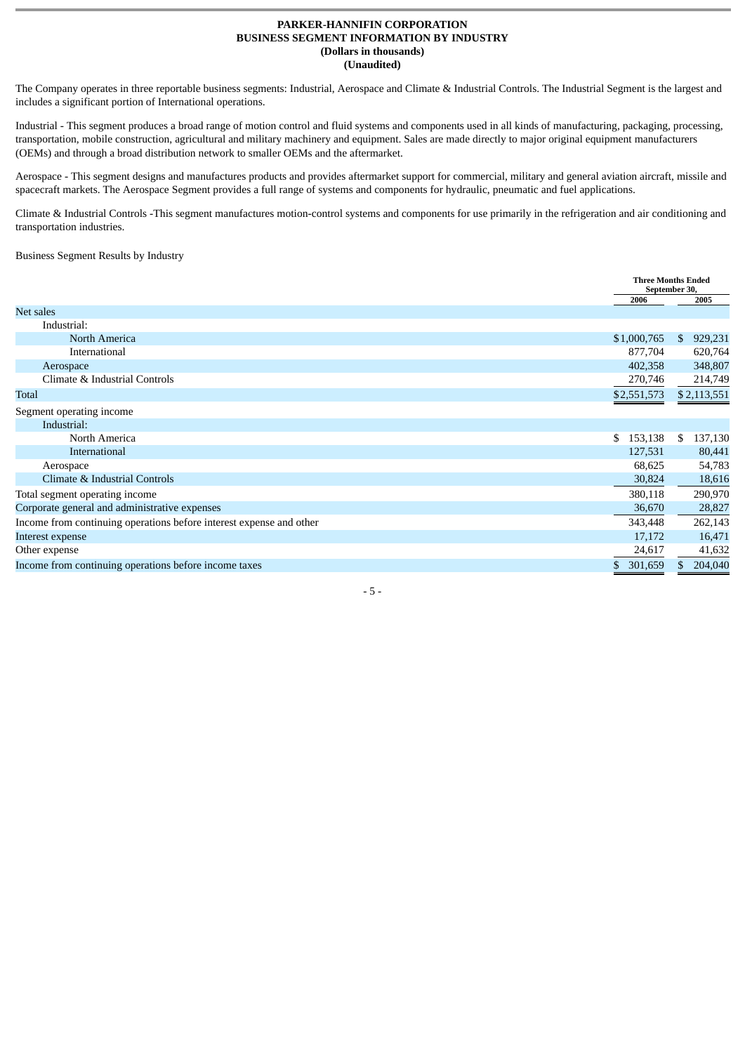**PARKER-HANNIFIN CORPORATION**
**BUSINESS SEGMENT INFORMATION BY INDUSTRY**
**(Dollars in thousands)**
**(Unaudited)**

The Company operates in three reportable business segments: Industrial, Aerospace and Climate & Industrial Controls. The Industrial Segment is the largest and includes a significant portion of International operations.

Industrial - This segment produces a broad range of motion control and fluid systems and components used in all kinds of manufacturing, packaging, processing, transportation, mobile construction, agricultural and military machinery and equipment. Sales are made directly to major original equipment manufacturers (OEMs) and through a broad distribution network to smaller OEMs and the aftermarket.

Aerospace - This segment designs and manufactures products and provides aftermarket support for commercial, military and general aviation aircraft, missile and spacecraft markets. The Aerospace Segment provides a full range of systems and components for hydraulic, pneumatic and fuel applications.

Climate & Industrial Controls -This segment manufactures motion-control systems and components for use primarily in the refrigeration and air conditioning and transportation industries.

Business Segment Results by Industry

| | Three Months Ended September 30, | |
|---|---|---|
| | 2006 | 2005 |
| Net sales | | |
| Industrial: | | |
| North America | $1,000,765 | $ 929,231 |
| International | 877,704 | 620,764 |
| Aerospace | 402,358 | 348,807 |
| Climate & Industrial Controls | 270,746 | 214,749 |
| Total | $2,551,573 | $2,113,551 |
| Segment operating income | | |
| Industrial: | | |
| North America | $ 153,138 | $ 137,130 |
| International | 127,531 | 80,441 |
| Aerospace | 68,625 | 54,783 |
| Climate & Industrial Controls | 30,824 | 18,616 |
| Total segment operating income | 380,118 | 290,970 |
| Corporate general and administrative expenses | 36,670 | 28,827 |
| Income from continuing operations before interest expense and other | 343,448 | 262,143 |
| Interest expense | 17,172 | 16,471 |
| Other expense | 24,617 | 41,632 |
| Income from continuing operations before income taxes | $ 301,659 | $ 204,040 |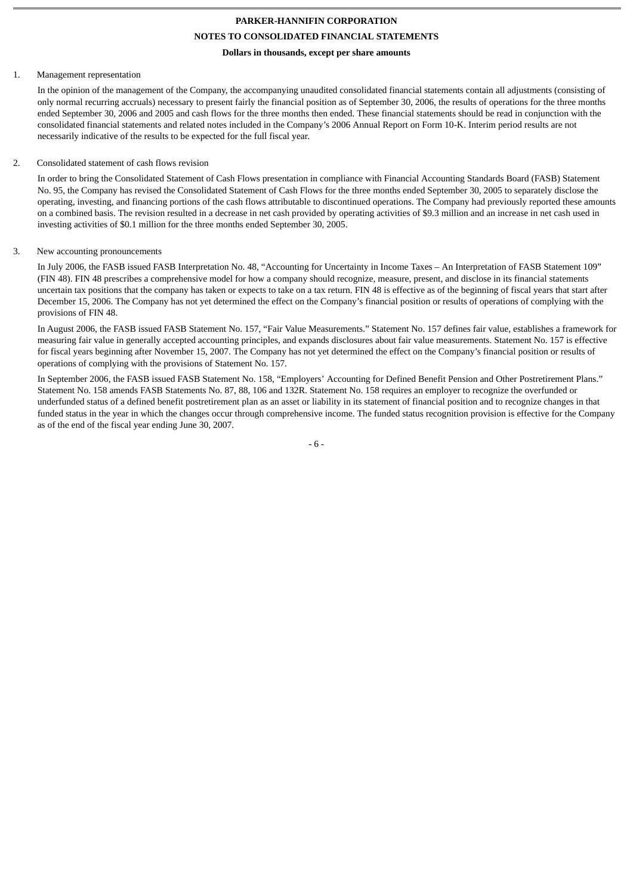**PARKER-HANNIFIN CORPORATION**

**NOTES TO CONSOLIDATED FINANCIAL STATEMENTS**

**Dollars in thousands, except per share amounts**

1. Management representation

In the opinion of the management of the Company, the accompanying unaudited consolidated financial statements contain all adjustments (consisting of only normal recurring accruals) necessary to present fairly the financial position as of September 30, 2006, the results of operations for the three months ended September 30, 2006 and 2005 and cash flows for the three months then ended. These financial statements should be read in conjunction with the consolidated financial statements and related notes included in the Company's 2006 Annual Report on Form 10-K. Interim period results are not necessarily indicative of the results to be expected for the full fiscal year.

2. Consolidated statement of cash flows revision

In order to bring the Consolidated Statement of Cash Flows presentation in compliance with Financial Accounting Standards Board (FASB) Statement No. 95, the Company has revised the Consolidated Statement of Cash Flows for the three months ended September 30, 2005 to separately disclose the operating, investing, and financing portions of the cash flows attributable to discontinued operations. The Company had previously reported these amounts on a combined basis. The revision resulted in a decrease in net cash provided by operating activities of $9.3 million and an increase in net cash used in investing activities of $0.1 million for the three months ended September 30, 2005.

3. New accounting pronouncements

In July 2006, the FASB issued FASB Interpretation No. 48, "Accounting for Uncertainty in Income Taxes – An Interpretation of FASB Statement 109" (FIN 48). FIN 48 prescribes a comprehensive model for how a company should recognize, measure, present, and disclose in its financial statements uncertain tax positions that the company has taken or expects to take on a tax return. FIN 48 is effective as of the beginning of fiscal years that start after December 15, 2006. The Company has not yet determined the effect on the Company's financial position or results of operations of complying with the provisions of FIN 48.

In August 2006, the FASB issued FASB Statement No. 157, "Fair Value Measurements." Statement No. 157 defines fair value, establishes a framework for measuring fair value in generally accepted accounting principles, and expands disclosures about fair value measurements. Statement No. 157 is effective for fiscal years beginning after November 15, 2007. The Company has not yet determined the effect on the Company's financial position or results of operations of complying with the provisions of Statement No. 157.

In September 2006, the FASB issued FASB Statement No. 158, "Employers' Accounting for Defined Benefit Pension and Other Postretirement Plans." Statement No. 158 amends FASB Statements No. 87, 88, 106 and 132R. Statement No. 158 requires an employer to recognize the overfunded or underfunded status of a defined benefit postretirement plan as an asset or liability in its statement of financial position and to recognize changes in that funded status in the year in which the changes occur through comprehensive income. The funded status recognition provision is effective for the Company as of the end of the fiscal year ending June 30, 2007.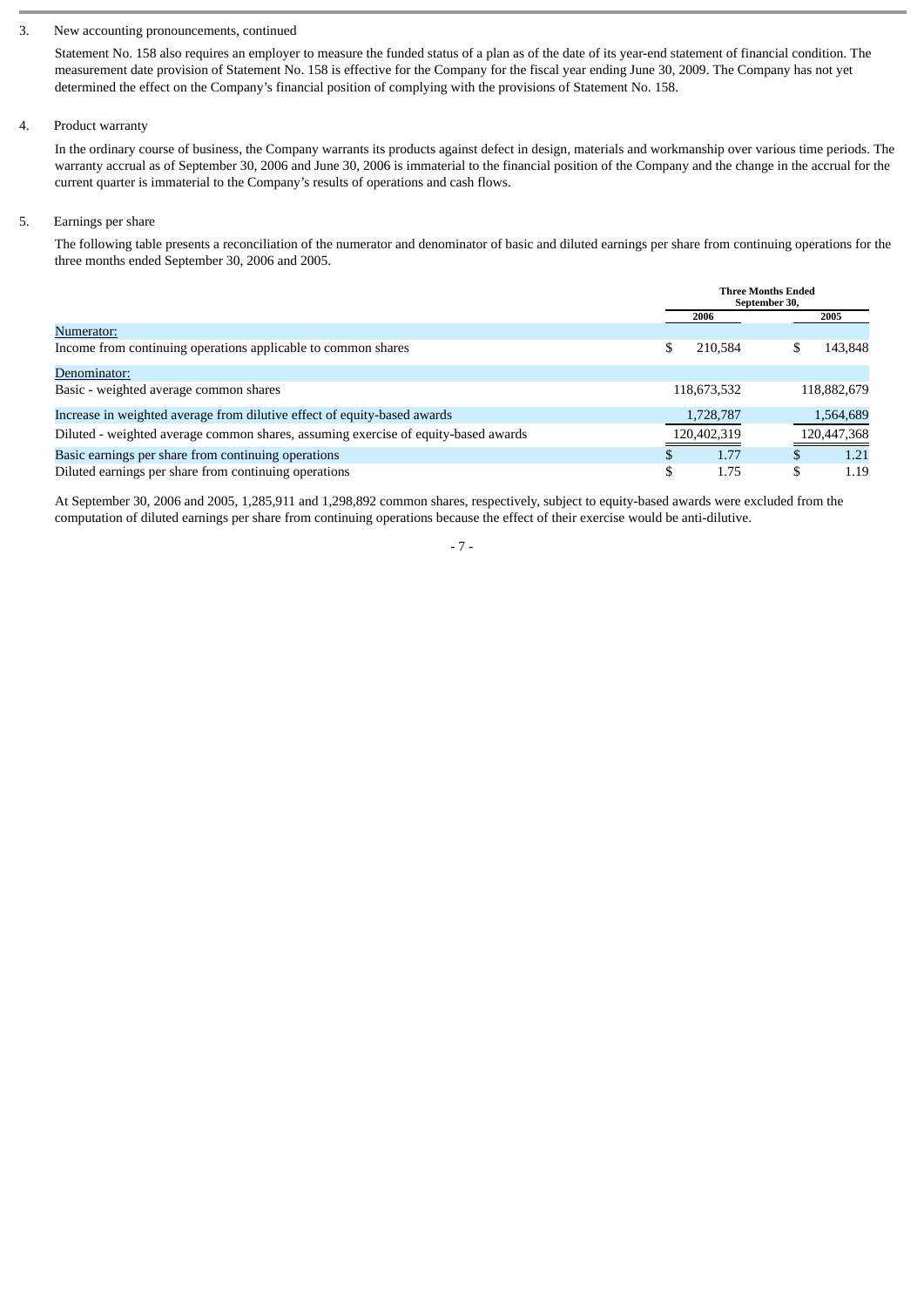3. New accounting pronouncements, continued

Statement No. 158 also requires an employer to measure the funded status of a plan as of the date of its year-end statement of financial condition. The measurement date provision of Statement No. 158 is effective for the Company for the fiscal year ending June 30, 2009. The Company has not yet determined the effect on the Company's financial position of complying with the provisions of Statement No. 158.

4. Product warranty

In the ordinary course of business, the Company warrants its products against defect in design, materials and workmanship over various time periods. The warranty accrual as of September 30, 2006 and June 30, 2006 is immaterial to the financial position of the Company and the change in the accrual for the current quarter is immaterial to the Company's results of operations and cash flows.

5. Earnings per share

The following table presents a reconciliation of the numerator and denominator of basic and diluted earnings per share from continuing operations for the three months ended September 30, 2006 and 2005.

| | Three Months Ended September 30, | |
|---|---|---|
| | 2006 | 2005 |
| Numerator: | | |
| Income from continuing operations applicable to common shares | $ 210,584 | $ 143,848 |
| Denominator: | | |
| Basic - weighted average common shares | 118,673,532 | 118,882,679 |
| Increase in weighted average from dilutive effect of equity-based awards | 1,728,787 | 1,564,689 |
| Diluted - weighted average common shares, assuming exercise of equity-based awards | 120,402,319 | 120,447,368 |
| Basic earnings per share from continuing operations | $ 1.77 | $ 1.21 |
| Diluted earnings per share from continuing operations | $ 1.75 | $ 1.19 |

At September 30, 2006 and 2005, 1,285,911 and 1,298,892 common shares, respectively, subject to equity-based awards were excluded from the computation of diluted earnings per share from continuing operations because the effect of their exercise would be anti-dilutive.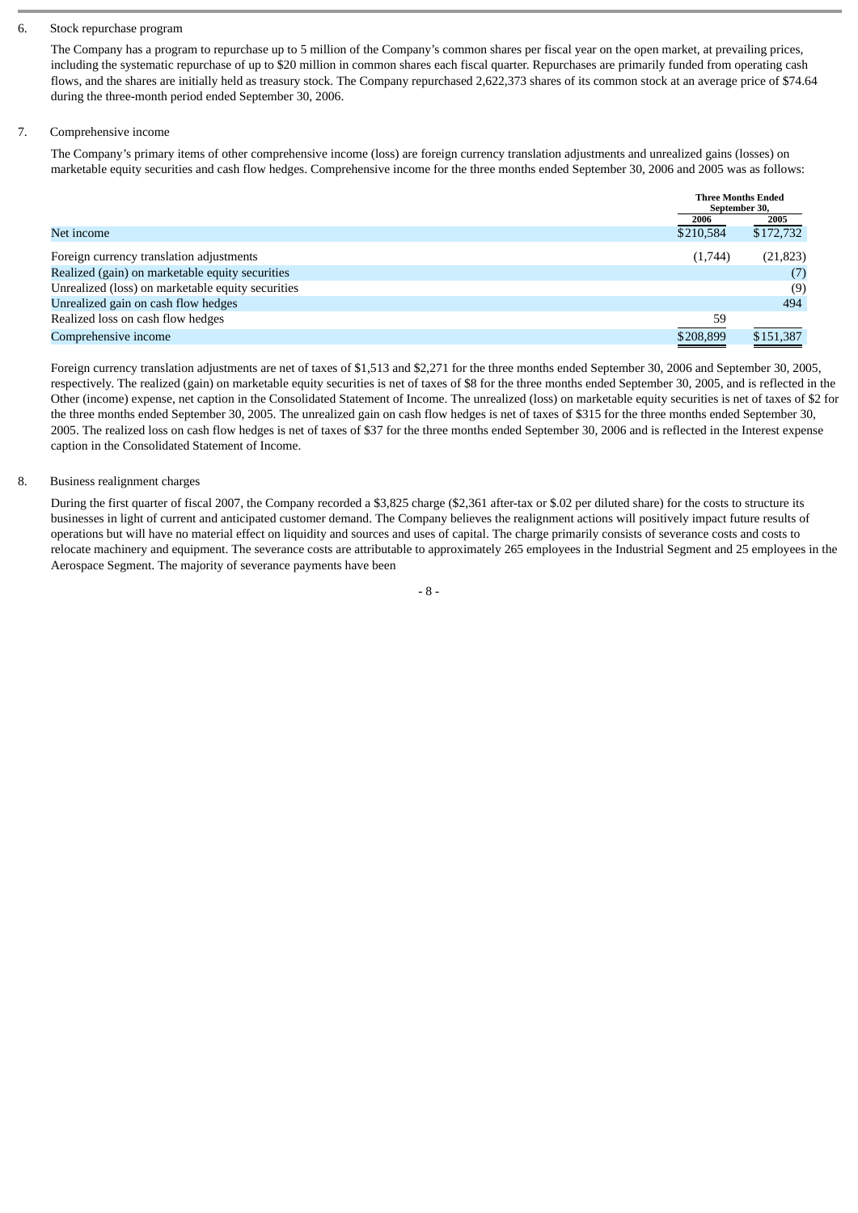6. Stock repurchase program

The Company has a program to repurchase up to 5 million of the Company's common shares per fiscal year on the open market, at prevailing prices, including the systematic repurchase of up to $20 million in common shares each fiscal quarter. Repurchases are primarily funded from operating cash flows, and the shares are initially held as treasury stock. The Company repurchased 2,622,373 shares of its common stock at an average price of $74.64 during the three-month period ended September 30, 2006.

7. Comprehensive income

The Company's primary items of other comprehensive income (loss) are foreign currency translation adjustments and unrealized gains (losses) on marketable equity securities and cash flow hedges. Comprehensive income for the three months ended September 30, 2006 and 2005 was as follows:

| | Three Months Ended September 30, | |
|---|---|---|
| | 2006 | 2005 |
| Net income | $210,584 | $172,732 |
| Foreign currency translation adjustments | (1,744) | (21,823) |
| Realized (gain) on marketable equity securities | | (7) |
| Unrealized (loss) on marketable equity securities | | (9) |
| Unrealized gain on cash flow hedges | | 494 |
| Realized loss on cash flow hedges | 59 | |
| Comprehensive income | $208,899 | $151,387 |

Foreign currency translation adjustments are net of taxes of $1,513 and $2,271 for the three months ended September 30, 2006 and September 30, 2005, respectively. The realized (gain) on marketable equity securities is net of taxes of $8 for the three months ended September 30, 2005, and is reflected in the Other (income) expense, net caption in the Consolidated Statement of Income. The unrealized (loss) on marketable equity securities is net of taxes of $2 for the three months ended September 30, 2005. The unrealized gain on cash flow hedges is net of taxes of $315 for the three months ended September 30, 2005. The realized loss on cash flow hedges is net of taxes of $37 for the three months ended September 30, 2006 and is reflected in the Interest expense caption in the Consolidated Statement of Income.

8. Business realignment charges

During the first quarter of fiscal 2007, the Company recorded a $3,825 charge ($2,361 after-tax or $.02 per diluted share) for the costs to structure its businesses in light of current and anticipated customer demand. The Company believes the realignment actions will positively impact future results of operations but will have no material effect on liquidity and sources and uses of capital. The charge primarily consists of severance costs and costs to relocate machinery and equipment. The severance costs are attributable to approximately 265 employees in the Industrial Segment and 25 employees in the Aerospace Segment. The majority of severance payments have been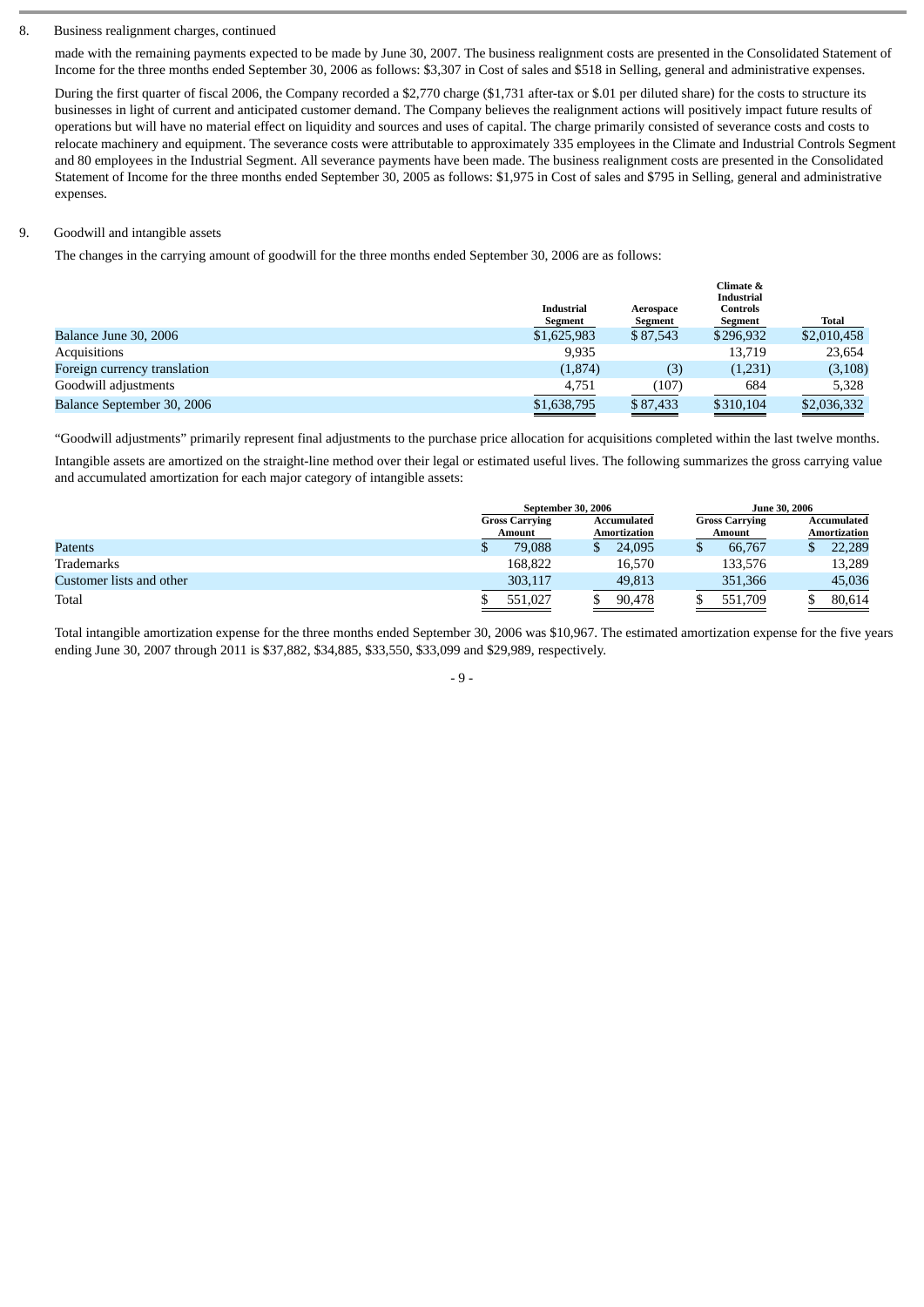8. Business realignment charges, continued

made with the remaining payments expected to be made by June 30, 2007. The business realignment costs are presented in the Consolidated Statement of Income for the three months ended September 30, 2006 as follows: $3,307 in Cost of sales and $518 in Selling, general and administrative expenses.

During the first quarter of fiscal 2006, the Company recorded a $2,770 charge ($1,731 after-tax or $.01 per diluted share) for the costs to structure its businesses in light of current and anticipated customer demand. The Company believes the realignment actions will positively impact future results of operations but will have no material effect on liquidity and sources and uses of capital. The charge primarily consisted of severance costs and costs to relocate machinery and equipment. The severance costs were attributable to approximately 335 employees in the Climate and Industrial Controls Segment and 80 employees in the Industrial Segment. All severance payments have been made. The business realignment costs are presented in the Consolidated Statement of Income for the three months ended September 30, 2005 as follows: $1,975 in Cost of sales and $795 in Selling, general and administrative expenses.

9. Goodwill and intangible assets

The changes in the carrying amount of goodwill for the three months ended September 30, 2006 are as follows:

| | Industrial Segment | Aerospace Segment | Climate & Industrial Controls Segment | Total |
|---|---|---|---|---|
| Balance June 30, 2006 | $1,625,983 | $ 87,543 | $296,932 | $2,010,458 |
| Acquisitions | 9,935 | | 13,719 | 23,654 |
| Foreign currency translation | (1,874) | (3) | (1,231) | (3,108) |
| Goodwill adjustments | 4,751 | (107) | 684 | 5,328 |
| Balance September 30, 2006 | $1,638,795 | $ 87,433 | $310,104 | $2,036,332 |

"Goodwill adjustments" primarily represent final adjustments to the purchase price allocation for acquisitions completed within the last twelve months.

Intangible assets are amortized on the straight-line method over their legal or estimated useful lives. The following summarizes the gross carrying value and accumulated amortization for each major category of intangible assets:

| | September 30, 2006 | | June 30, 2006 | |
|---|---|---|---|---|
| | Gross Carrying Amount | Accumulated Amortization | Gross Carrying Amount | Accumulated Amortization |
| Patents | $ 79,088 | $ 24,095 | $ 66,767 | $ 22,289 |
| Trademarks | 168,822 | 16,570 | 133,576 | 13,289 |
| Customer lists and other | 303,117 | 49,813 | 351,366 | 45,036 |
| Total | $ 551,027 | $ 90,478 | $ 551,709 | $ 80,614 |

Total intangible amortization expense for the three months ended September 30, 2006 was $10,967. The estimated amortization expense for the five years ending June 30, 2007 through 2011 is $37,882, $34,885, $33,550, $33,099 and $29,989, respectively.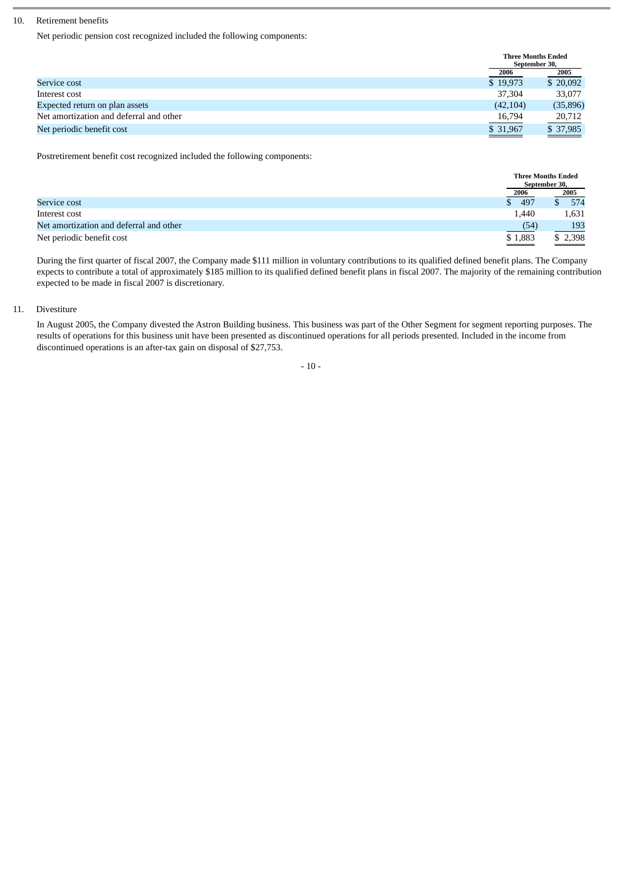10. Retirement benefits

Net periodic pension cost recognized included the following components:

| | Three Months Ended September 30, | |
|---|---|---|
| | 2006 | 2005 |
| Service cost | $ 19,973 | $ 20,092 |
| Interest cost | 37,304 | 33,077 |
| Expected return on plan assets | (42,104) | (35,896) |
| Net amortization and deferral and other | 16,794 | 20,712 |
| Net periodic benefit cost | $ 31,967 | $ 37,985 |

Postretirement benefit cost recognized included the following components:

| | Three Months Ended September 30, | |
|---|---|---|
| | 2006 | 2005 |
| Service cost | $ 497 | $ 574 |
| Interest cost | 1,440 | 1,631 |
| Net amortization and deferral and other | (54) | 193 |
| Net periodic benefit cost | $ 1,883 | $ 2,398 |

During the first quarter of fiscal 2007, the Company made $111 million in voluntary contributions to its qualified defined benefit plans. The Company expects to contribute a total of approximately $185 million to its qualified defined benefit plans in fiscal 2007. The majority of the remaining contribution expected to be made in fiscal 2007 is discretionary.

11. Divestiture

In August 2005, the Company divested the Astron Building business. This business was part of the Other Segment for segment reporting purposes. The results of operations for this business unit have been presented as discontinued operations for all periods presented. Included in the income from discontinued operations is an after-tax gain on disposal of $27,753.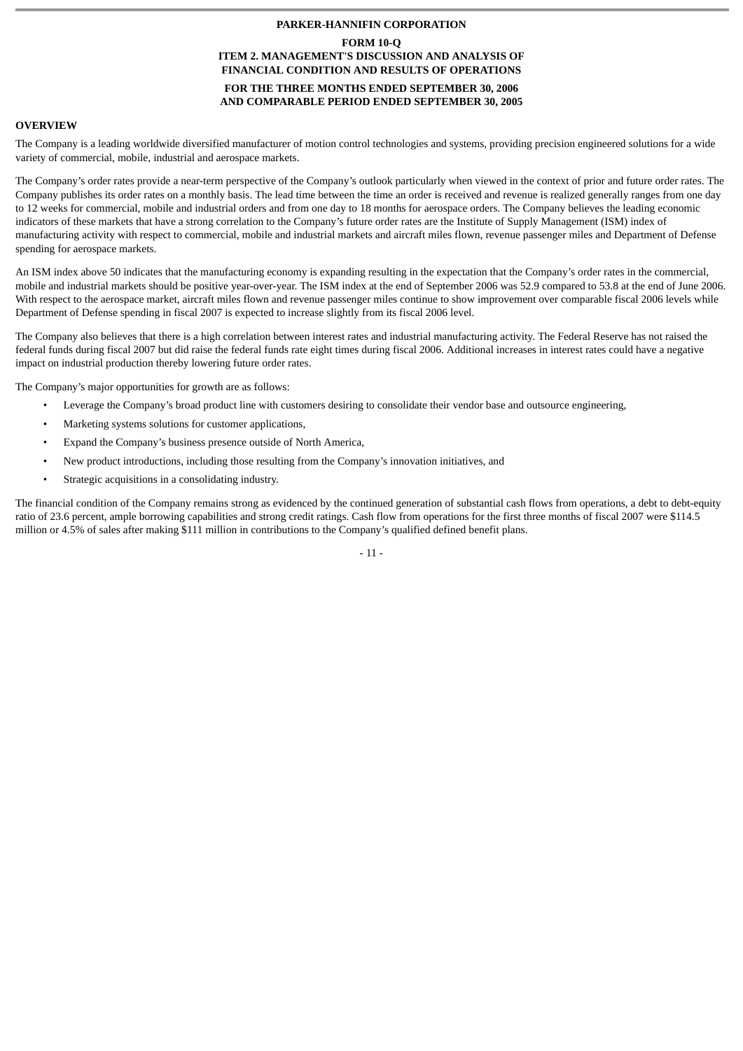**PARKER-HANNIFIN CORPORATION**

**FORM 10-Q**
**ITEM 2. MANAGEMENT'S DISCUSSION AND ANALYSIS OF FINANCIAL CONDITION AND RESULTS OF OPERATIONS**

**FOR THE THREE MONTHS ENDED SEPTEMBER 30, 2006 AND COMPARABLE PERIOD ENDED SEPTEMBER 30, 2005**

## OVERVIEW

The Company is a leading worldwide diversified manufacturer of motion control technologies and systems, providing precision engineered solutions for a wide variety of commercial, mobile, industrial and aerospace markets.

The Company's order rates provide a near-term perspective of the Company's outlook particularly when viewed in the context of prior and future order rates. The Company publishes its order rates on a monthly basis. The lead time between the time an order is received and revenue is realized generally ranges from one day to 12 weeks for commercial, mobile and industrial orders and from one day to 18 months for aerospace orders. The Company believes the leading economic indicators of these markets that have a strong correlation to the Company's future order rates are the Institute of Supply Management (ISM) index of manufacturing activity with respect to commercial, mobile and industrial markets and aircraft miles flown, revenue passenger miles and Department of Defense spending for aerospace markets.

An ISM index above 50 indicates that the manufacturing economy is expanding resulting in the expectation that the Company's order rates in the commercial, mobile and industrial markets should be positive year-over-year. The ISM index at the end of September 2006 was 52.9 compared to 53.8 at the end of June 2006. With respect to the aerospace market, aircraft miles flown and revenue passenger miles continue to show improvement over comparable fiscal 2006 levels while Department of Defense spending in fiscal 2007 is expected to increase slightly from its fiscal 2006 level.

The Company also believes that there is a high correlation between interest rates and industrial manufacturing activity. The Federal Reserve has not raised the federal funds during fiscal 2007 but did raise the federal funds rate eight times during fiscal 2006. Additional increases in interest rates could have a negative impact on industrial production thereby lowering future order rates.

The Company's major opportunities for growth are as follows:

- Leverage the Company's broad product line with customers desiring to consolidate their vendor base and outsource engineering,
- Marketing systems solutions for customer applications,
- Expand the Company's business presence outside of North America,
- New product introductions, including those resulting from the Company's innovation initiatives, and
- Strategic acquisitions in a consolidating industry.

The financial condition of the Company remains strong as evidenced by the continued generation of substantial cash flows from operations, a debt to debt-equity ratio of 23.6 percent, ample borrowing capabilities and strong credit ratings. Cash flow from operations for the first three months of fiscal 2007 were $114.5 million or 4.5% of sales after making $111 million in contributions to the Company's qualified defined benefit plans.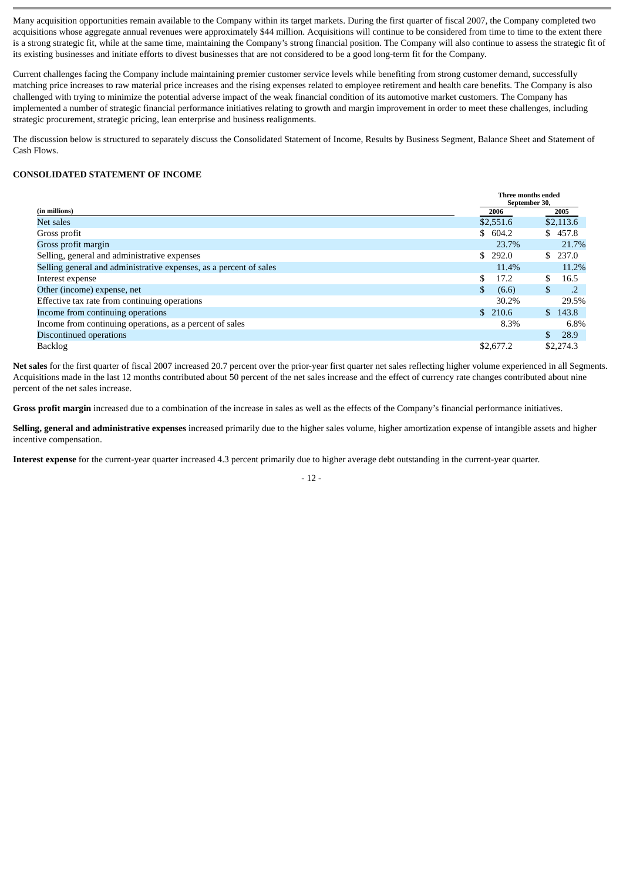Many acquisition opportunities remain available to the Company within its target markets. During the first quarter of fiscal 2007, the Company completed two acquisitions whose aggregate annual revenues were approximately $44 million. Acquisitions will continue to be considered from time to time to the extent there is a strong strategic fit, while at the same time, maintaining the Company's strong financial position. The Company will also continue to assess the strategic fit of its existing businesses and initiate efforts to divest businesses that are not considered to be a good long-term fit for the Company.

Current challenges facing the Company include maintaining premier customer service levels while benefiting from strong customer demand, successfully matching price increases to raw material price increases and the rising expenses related to employee retirement and health care benefits. The Company is also challenged with trying to minimize the potential adverse impact of the weak financial condition of its automotive market customers. The Company has implemented a number of strategic financial performance initiatives relating to growth and margin improvement in order to meet these challenges, including strategic procurement, strategic pricing, lean enterprise and business realignments.

The discussion below is structured to separately discuss the Consolidated Statement of Income, Results by Business Segment, Balance Sheet and Statement of Cash Flows.

**CONSOLIDATED STATEMENT OF INCOME**

| (in millions) | Three months ended September 30, 2006 | 2005 |
|---|---|---|
| Net sales | $2,551.6 | $2,113.6 |
| Gross profit | $ 604.2 | $ 457.8 |
| Gross profit margin | 23.7% | 21.7% |
| Selling, general and administrative expenses | $ 292.0 | $ 237.0 |
| Selling general and administrative expenses, as a percent of sales | 11.4% | 11.2% |
| Interest expense | $ 17.2 | $ 16.5 |
| Other (income) expense, net | $ (6.6) | $ .2 |
| Effective tax rate from continuing operations | 30.2% | 29.5% |
| Income from continuing operations | $ 210.6 | $ 143.8 |
| Income from continuing operations, as a percent of sales | 8.3% | 6.8% |
| Discontinued operations | | $ 28.9 |
| Backlog | $2,677.2 | $2,274.3 |

**Net sales** for the first quarter of fiscal 2007 increased 20.7 percent over the prior-year first quarter net sales reflecting higher volume experienced in all Segments. Acquisitions made in the last 12 months contributed about 50 percent of the net sales increase and the effect of currency rate changes contributed about nine percent of the net sales increase.

**Gross profit margin** increased due to a combination of the increase in sales as well as the effects of the Company's financial performance initiatives.

**Selling, general and administrative expenses** increased primarily due to the higher sales volume, higher amortization expense of intangible assets and higher incentive compensation.

**Interest expense** for the current-year quarter increased 4.3 percent primarily due to higher average debt outstanding in the current-year quarter.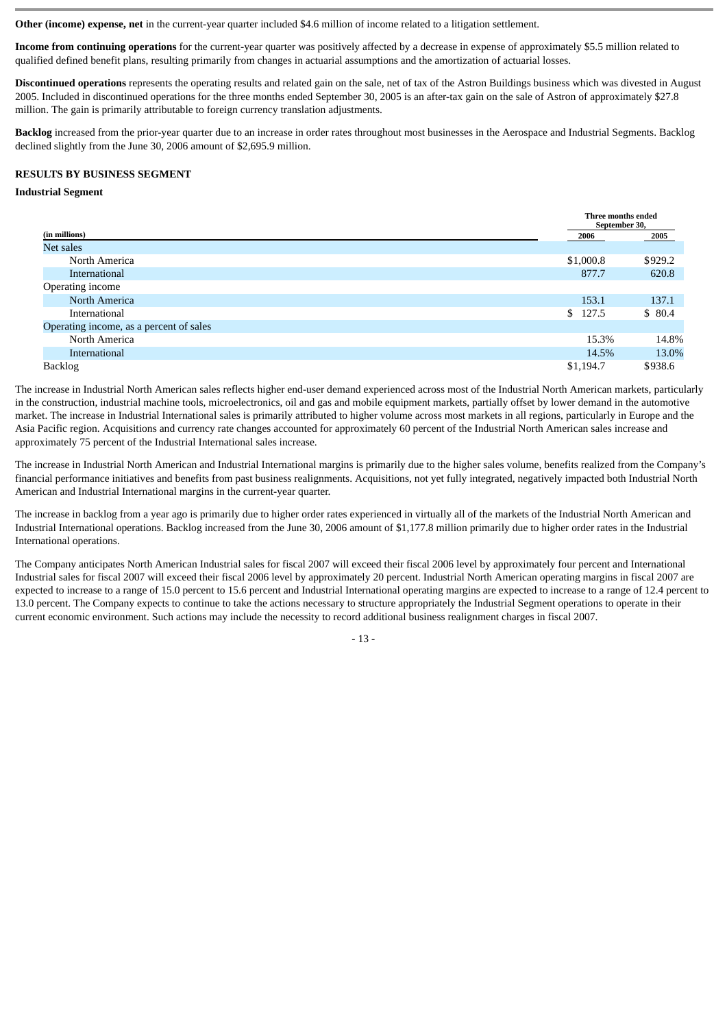**Other (income) expense, net** in the current-year quarter included $4.6 million of income related to a litigation settlement.

**Income from continuing operations** for the current-year quarter was positively affected by a decrease in expense of approximately $5.5 million related to qualified defined benefit plans, resulting primarily from changes in actuarial assumptions and the amortization of actuarial losses.

**Discontinued operations** represents the operating results and related gain on the sale, net of tax of the Astron Buildings business which was divested in August 2005. Included in discontinued operations for the three months ended September 30, 2005 is an after-tax gain on the sale of Astron of approximately $27.8 million. The gain is primarily attributable to foreign currency translation adjustments.

**Backlog** increased from the prior-year quarter due to an increase in order rates throughout most businesses in the Aerospace and Industrial Segments. Backlog declined slightly from the June 30, 2006 amount of $2,695.9 million.

## RESULTS BY BUSINESS SEGMENT

### Industrial Segment

| (in millions) | Three months ended September 30, 2006 | 2005 |
|---|---|---|
| Net sales | | |
| North America | $1,000.8 | $929.2 |
| International | 877.7 | 620.8 |
| Operating income | | |
| North America | 153.1 | 137.1 |
| International | $ 127.5 | $ 80.4 |
| Operating income, as a percent of sales | | |
| North America | 15.3% | 14.8% |
| International | 14.5% | 13.0% |
| Backlog | $1,194.7 | $938.6 |

The increase in Industrial North American sales reflects higher end-user demand experienced across most of the Industrial North American markets, particularly in the construction, industrial machine tools, microelectronics, oil and gas and mobile equipment markets, partially offset by lower demand in the automotive market. The increase in Industrial International sales is primarily attributed to higher volume across most markets in all regions, particularly in Europe and the Asia Pacific region. Acquisitions and currency rate changes accounted for approximately 60 percent of the Industrial North American sales increase and approximately 75 percent of the Industrial International sales increase.

The increase in Industrial North American and Industrial International margins is primarily due to the higher sales volume, benefits realized from the Company's financial performance initiatives and benefits from past business realignments. Acquisitions, not yet fully integrated, negatively impacted both Industrial North American and Industrial International margins in the current-year quarter.

The increase in backlog from a year ago is primarily due to higher order rates experienced in virtually all of the markets of the Industrial North American and Industrial International operations. Backlog increased from the June 30, 2006 amount of $1,177.8 million primarily due to higher order rates in the Industrial International operations.

The Company anticipates North American Industrial sales for fiscal 2007 will exceed their fiscal 2006 level by approximately four percent and International Industrial sales for fiscal 2007 will exceed their fiscal 2006 level by approximately 20 percent. Industrial North American operating margins in fiscal 2007 are expected to increase to a range of 15.0 percent to 15.6 percent and Industrial International operating margins are expected to increase to a range of 12.4 percent to 13.0 percent. The Company expects to continue to take the actions necessary to structure appropriately the Industrial Segment operations to operate in their current economic environment. Such actions may include the necessity to record additional business realignment charges in fiscal 2007.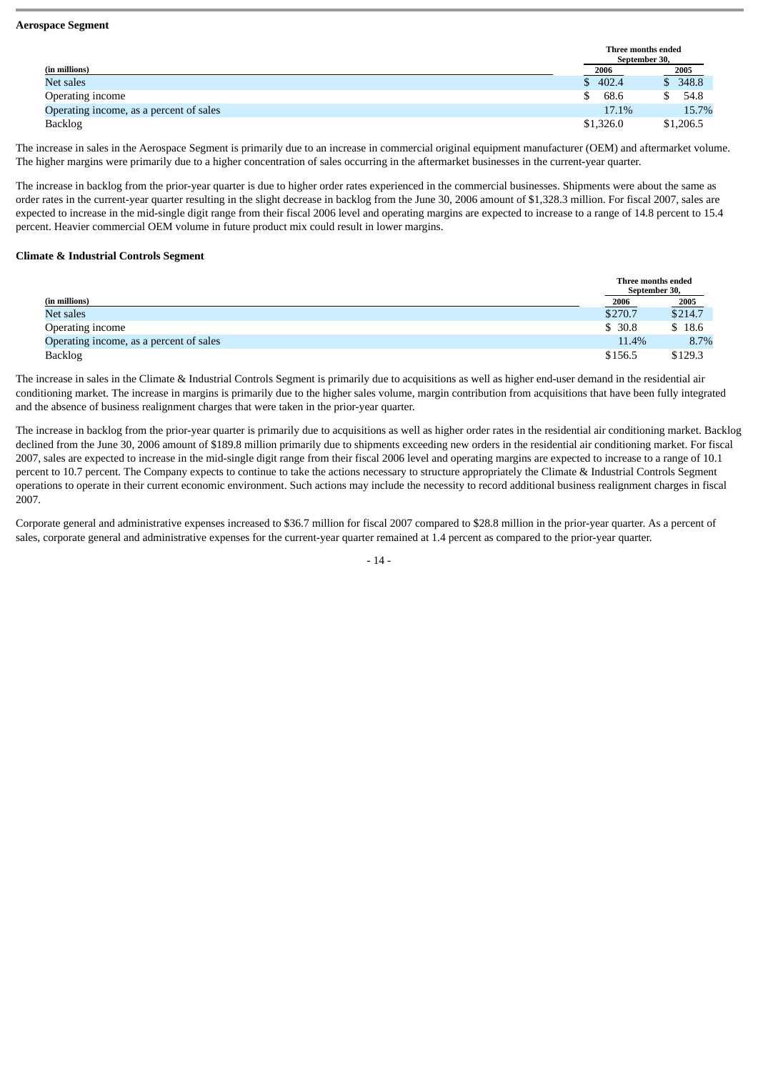**Aerospace Segment**

| (in millions) | Three months ended September 30, 2006 | Three months ended September 30, 2005 |
|---|---|---|
| Net sales | $ 402.4 | $ 348.8 |
| Operating income | $ 68.6 | $ 54.8 |
| Operating income, as a percent of sales | 17.1% | 15.7% |
| Backlog | $1,326.0 | $1,206.5 |

The increase in sales in the Aerospace Segment is primarily due to an increase in commercial original equipment manufacturer (OEM) and aftermarket volume. The higher margins were primarily due to a higher concentration of sales occurring in the aftermarket businesses in the current-year quarter.

The increase in backlog from the prior-year quarter is due to higher order rates experienced in the commercial businesses. Shipments were about the same as order rates in the current-year quarter resulting in the slight decrease in backlog from the June 30, 2006 amount of $1,328.3 million. For fiscal 2007, sales are expected to increase in the mid-single digit range from their fiscal 2006 level and operating margins are expected to increase to a range of 14.8 percent to 15.4 percent. Heavier commercial OEM volume in future product mix could result in lower margins.

**Climate & Industrial Controls Segment**

| (in millions) | Three months ended September 30, 2006 | Three months ended September 30, 2005 |
|---|---|---|
| Net sales | $270.7 | $214.7 |
| Operating income | $ 30.8 | $ 18.6 |
| Operating income, as a percent of sales | 11.4% | 8.7% |
| Backlog | $156.5 | $129.3 |

The increase in sales in the Climate & Industrial Controls Segment is primarily due to acquisitions as well as higher end-user demand in the residential air conditioning market. The increase in margins is primarily due to the higher sales volume, margin contribution from acquisitions that have been fully integrated and the absence of business realignment charges that were taken in the prior-year quarter.

The increase in backlog from the prior-year quarter is primarily due to acquisitions as well as higher order rates in the residential air conditioning market. Backlog declined from the June 30, 2006 amount of $189.8 million primarily due to shipments exceeding new orders in the residential air conditioning market. For fiscal 2007, sales are expected to increase in the mid-single digit range from their fiscal 2006 level and operating margins are expected to increase to a range of 10.1 percent to 10.7 percent. The Company expects to continue to take the actions necessary to structure appropriately the Climate & Industrial Controls Segment operations to operate in their current economic environment. Such actions may include the necessity to record additional business realignment charges in fiscal 2007.

Corporate general and administrative expenses increased to $36.7 million for fiscal 2007 compared to $28.8 million in the prior-year quarter. As a percent of sales, corporate general and administrative expenses for the current-year quarter remained at 1.4 percent as compared to the prior-year quarter.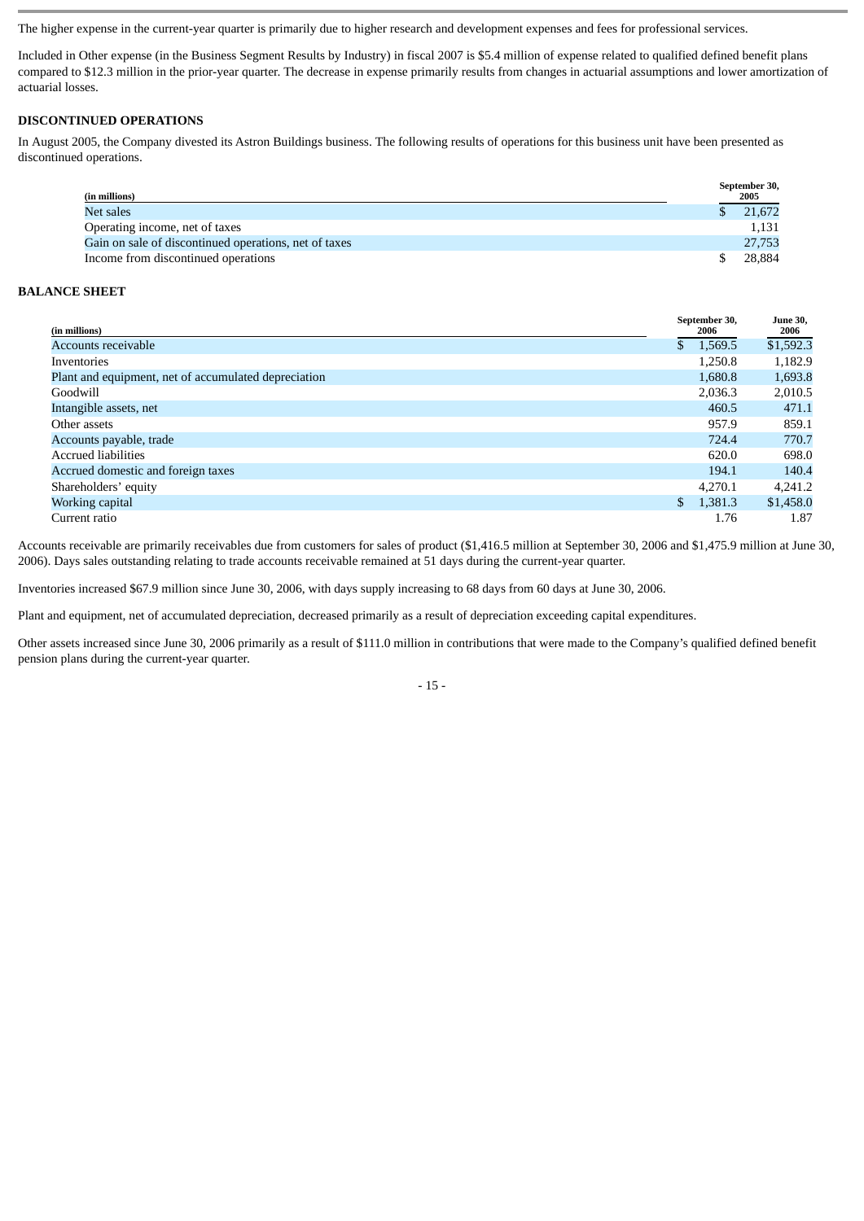The higher expense in the current-year quarter is primarily due to higher research and development expenses and fees for professional services.

Included in Other expense (in the Business Segment Results by Industry) in fiscal 2007 is $5.4 million of expense related to qualified defined benefit plans compared to $12.3 million in the prior-year quarter. The decrease in expense primarily results from changes in actuarial assumptions and lower amortization of actuarial losses.

**DISCONTINUED OPERATIONS**

In August 2005, the Company divested its Astron Buildings business. The following results of operations for this business unit have been presented as discontinued operations.

| (in millions) | September 30, 2005 |
|---|---|
| Net sales | $ 21,672 |
| Operating income, net of taxes | 1,131 |
| Gain on sale of discontinued operations, net of taxes | 27,753 |
| Income from discontinued operations | $ 28,884 |

**BALANCE SHEET**

| (in millions) | September 30, 2006 | June 30, 2006 |
|---|---|---|
| Accounts receivable | $ 1,569.5 | $1,592.3 |
| Inventories | 1,250.8 | 1,182.9 |
| Plant and equipment, net of accumulated depreciation | 1,680.8 | 1,693.8 |
| Goodwill | 2,036.3 | 2,010.5 |
| Intangible assets, net | 460.5 | 471.1 |
| Other assets | 957.9 | 859.1 |
| Accounts payable, trade | 724.4 | 770.7 |
| Accrued liabilities | 620.0 | 698.0 |
| Accrued domestic and foreign taxes | 194.1 | 140.4 |
| Shareholders' equity | 4,270.1 | 4,241.2 |
| Working capital | $ 1,381.3 | $1,458.0 |
| Current ratio | 1.76 | 1.87 |

Accounts receivable are primarily receivables due from customers for sales of product ($1,416.5 million at September 30, 2006 and $1,475.9 million at June 30, 2006). Days sales outstanding relating to trade accounts receivable remained at 51 days during the current-year quarter.

Inventories increased $67.9 million since June 30, 2006, with days supply increasing to 68 days from 60 days at June 30, 2006.

Plant and equipment, net of accumulated depreciation, decreased primarily as a result of depreciation exceeding capital expenditures.

Other assets increased since June 30, 2006 primarily as a result of $111.0 million in contributions that were made to the Company's qualified defined benefit pension plans during the current-year quarter.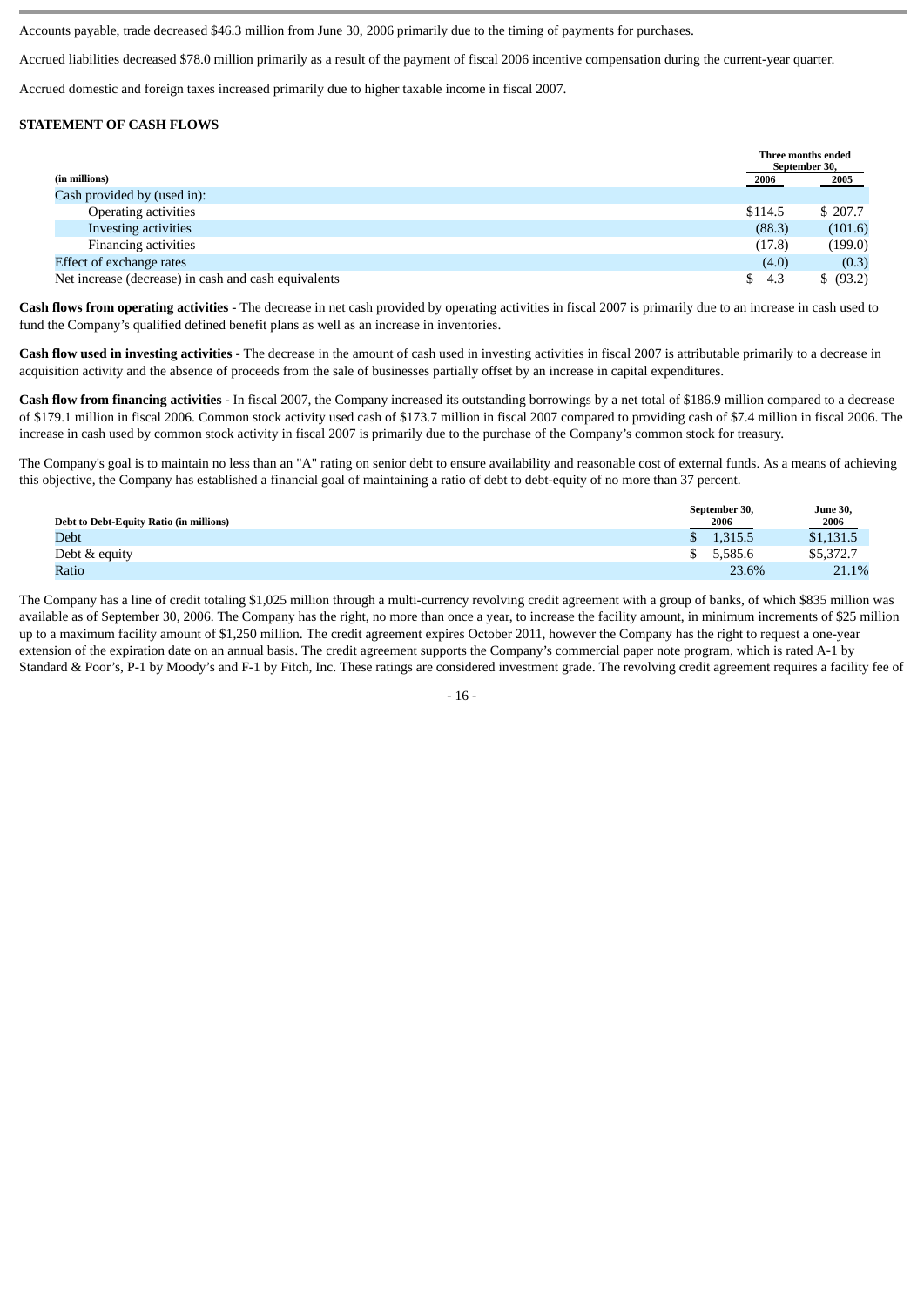Accounts payable, trade decreased $46.3 million from June 30, 2006 primarily due to the timing of payments for purchases.

Accrued liabilities decreased $78.0 million primarily as a result of the payment of fiscal 2006 incentive compensation during the current-year quarter.

Accrued domestic and foreign taxes increased primarily due to higher taxable income in fiscal 2007.

**STATEMENT OF CASH FLOWS**

| (in millions) | Three months ended September 30, 2006 | 2005 |
|---|---|---|
| Cash provided by (used in): | | |
| Operating activities | $114.5 | $ 207.7 |
| Investing activities | (88.3) | (101.6) |
| Financing activities | (17.8) | (199.0) |
| Effect of exchange rates | (4.0) | (0.3) |
| Net increase (decrease) in cash and cash equivalents | $ 4.3 | $ (93.2) |

**Cash flows from operating activities** - The decrease in net cash provided by operating activities in fiscal 2007 is primarily due to an increase in cash used to fund the Company's qualified defined benefit plans as well as an increase in inventories.

**Cash flow used in investing activities** - The decrease in the amount of cash used in investing activities in fiscal 2007 is attributable primarily to a decrease in acquisition activity and the absence of proceeds from the sale of businesses partially offset by an increase in capital expenditures.

**Cash flow from financing activities** - In fiscal 2007, the Company increased its outstanding borrowings by a net total of $186.9 million compared to a decrease of $179.1 million in fiscal 2006. Common stock activity used cash of $173.7 million in fiscal 2007 compared to providing cash of $7.4 million in fiscal 2006. The increase in cash used by common stock activity in fiscal 2007 is primarily due to the purchase of the Company's common stock for treasury.

The Company's goal is to maintain no less than an "A" rating on senior debt to ensure availability and reasonable cost of external funds. As a means of achieving this objective, the Company has established a financial goal of maintaining a ratio of debt to debt-equity of no more than 37 percent.

| Debt to Debt-Equity Ratio (in millions) | September 30, 2006 | June 30, 2006 |
|---|---|---|
| Debt | $ 1,315.5 | $1,131.5 |
| Debt & equity | $ 5,585.6 | $5,372.7 |
| Ratio | 23.6% | 21.1% |

The Company has a line of credit totaling $1,025 million through a multi-currency revolving credit agreement with a group of banks, of which $835 million was available as of September 30, 2006. The Company has the right, no more than once a year, to increase the facility amount, in minimum increments of $25 million up to a maximum facility amount of $1,250 million. The credit agreement expires October 2011, however the Company has the right to request a one-year extension of the expiration date on an annual basis. The credit agreement supports the Company's commercial paper note program, which is rated A-1 by Standard & Poor's, P-1 by Moody's and F-1 by Fitch, Inc. These ratings are considered investment grade. The revolving credit agreement requires a facility fee of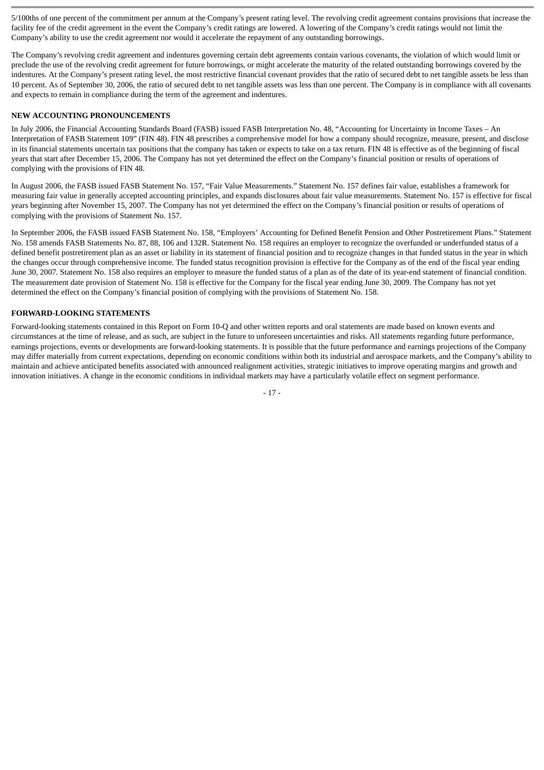5/100ths of one percent of the commitment per annum at the Company's present rating level. The revolving credit agreement contains provisions that increase the facility fee of the credit agreement in the event the Company's credit ratings are lowered. A lowering of the Company's credit ratings would not limit the Company's ability to use the credit agreement nor would it accelerate the repayment of any outstanding borrowings.

The Company's revolving credit agreement and indentures governing certain debt agreements contain various covenants, the violation of which would limit or preclude the use of the revolving credit agreement for future borrowings, or might accelerate the maturity of the related outstanding borrowings covered by the indentures. At the Company's present rating level, the most restrictive financial covenant provides that the ratio of secured debt to net tangible assets be less than 10 percent. As of September 30, 2006, the ratio of secured debt to net tangible assets was less than one percent. The Company is in compliance with all covenants and expects to remain in compliance during the term of the agreement and indentures.

**NEW ACCOUNTING PRONOUNCEMENTS**

In July 2006, the Financial Accounting Standards Board (FASB) issued FASB Interpretation No. 48, "Accounting for Uncertainty in Income Taxes – An Interpretation of FASB Statement 109" (FIN 48). FIN 48 prescribes a comprehensive model for how a company should recognize, measure, present, and disclose in its financial statements uncertain tax positions that the company has taken or expects to take on a tax return. FIN 48 is effective as of the beginning of fiscal years that start after December 15, 2006. The Company has not yet determined the effect on the Company's financial position or results of operations of complying with the provisions of FIN 48.

In August 2006, the FASB issued FASB Statement No. 157, "Fair Value Measurements." Statement No. 157 defines fair value, establishes a framework for measuring fair value in generally accepted accounting principles, and expands disclosures about fair value measurements. Statement No. 157 is effective for fiscal years beginning after November 15, 2007. The Company has not yet determined the effect on the Company's financial position or results of operations of complying with the provisions of Statement No. 157.

In September 2006, the FASB issued FASB Statement No. 158, "Employers' Accounting for Defined Benefit Pension and Other Postretirement Plans." Statement No. 158 amends FASB Statements No. 87, 88, 106 and 132R. Statement No. 158 requires an employer to recognize the overfunded or underfunded status of a defined benefit postretirement plan as an asset or liability in its statement of financial position and to recognize changes in that funded status in the year in which the changes occur through comprehensive income. The funded status recognition provision is effective for the Company as of the end of the fiscal year ending June 30, 2007. Statement No. 158 also requires an employer to measure the funded status of a plan as of the date of its year-end statement of financial condition. The measurement date provision of Statement No. 158 is effective for the Company for the fiscal year ending June 30, 2009. The Company has not yet determined the effect on the Company's financial position of complying with the provisions of Statement No. 158.

**FORWARD-LOOKING STATEMENTS**

Forward-looking statements contained in this Report on Form 10-Q and other written reports and oral statements are made based on known events and circumstances at the time of release, and as such, are subject in the future to unforeseen uncertainties and risks. All statements regarding future performance, earnings projections, events or developments are forward-looking statements. It is possible that the future performance and earnings projections of the Company may differ materially from current expectations, depending on economic conditions within both its industrial and aerospace markets, and the Company's ability to maintain and achieve anticipated benefits associated with announced realignment activities, strategic initiatives to improve operating margins and growth and innovation initiatives. A change in the economic conditions in individual markets may have a particularly volatile effect on segment performance.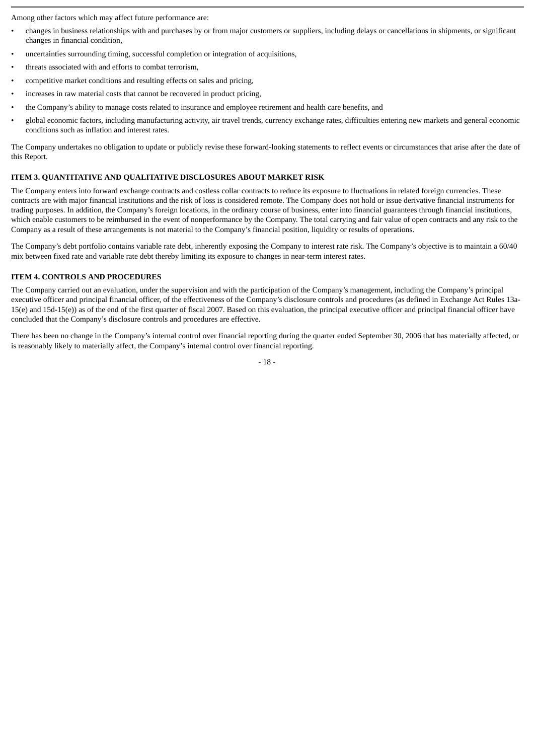Among other factors which may affect future performance are:

- changes in business relationships with and purchases by or from major customers or suppliers, including delays or cancellations in shipments, or significant changes in financial condition,
- uncertainties surrounding timing, successful completion or integration of acquisitions,
- threats associated with and efforts to combat terrorism,
- competitive market conditions and resulting effects on sales and pricing,
- increases in raw material costs that cannot be recovered in product pricing,
- the Company's ability to manage costs related to insurance and employee retirement and health care benefits, and
- global economic factors, including manufacturing activity, air travel trends, currency exchange rates, difficulties entering new markets and general economic conditions such as inflation and interest rates.

The Company undertakes no obligation to update or publicly revise these forward-looking statements to reflect events or circumstances that arise after the date of this Report.

## ITEM 3. QUANTITATIVE AND QUALITATIVE DISCLOSURES ABOUT MARKET RISK

The Company enters into forward exchange contracts and costless collar contracts to reduce its exposure to fluctuations in related foreign currencies. These contracts are with major financial institutions and the risk of loss is considered remote. The Company does not hold or issue derivative financial instruments for trading purposes. In addition, the Company's foreign locations, in the ordinary course of business, enter into financial guarantees through financial institutions, which enable customers to be reimbursed in the event of nonperformance by the Company. The total carrying and fair value of open contracts and any risk to the Company as a result of these arrangements is not material to the Company's financial position, liquidity or results of operations.

The Company's debt portfolio contains variable rate debt, inherently exposing the Company to interest rate risk. The Company's objective is to maintain a 60/40 mix between fixed rate and variable rate debt thereby limiting its exposure to changes in near-term interest rates.

## ITEM 4. CONTROLS AND PROCEDURES

The Company carried out an evaluation, under the supervision and with the participation of the Company's management, including the Company's principal executive officer and principal financial officer, of the effectiveness of the Company's disclosure controls and procedures (as defined in Exchange Act Rules 13a-15(e) and 15d-15(e)) as of the end of the first quarter of fiscal 2007. Based on this evaluation, the principal executive officer and principal financial officer have concluded that the Company's disclosure controls and procedures are effective.

There has been no change in the Company's internal control over financial reporting during the quarter ended September 30, 2006 that has materially affected, or is reasonably likely to materially affect, the Company's internal control over financial reporting.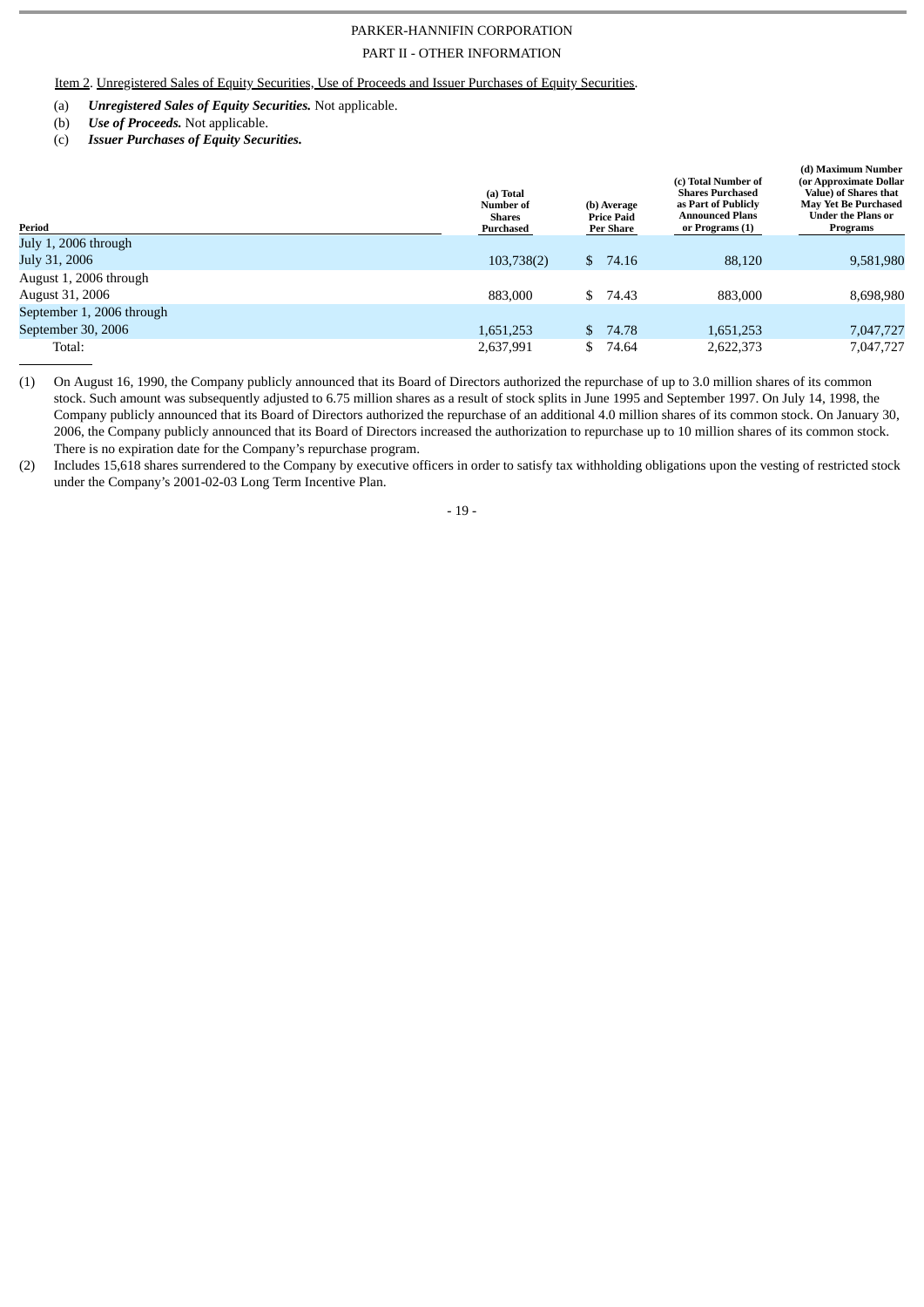PARKER-HANNIFIN CORPORATION

PART II - OTHER INFORMATION

Item 2. Unregistered Sales of Equity Securities, Use of Proceeds and Issuer Purchases of Equity Securities.

(a) ***Unregistered Sales of Equity Securities.*** Not applicable.

(b) ***Use of Proceeds.*** Not applicable.

(c) ***Issuer Purchases of Equity Securities.***

| Period | (a) Total Number of Shares Purchased | (b) Average Price Paid Per Share | (c) Total Number of Shares Purchased as Part of Publicly Announced Plans or Programs (1) | (d) Maximum Number (or Approximate Dollar Value) of Shares that May Yet Be Purchased Under the Plans or Programs |
|---|---|---|---|---|
| July 1, 2006 through July 31, 2006 | 103,738(2) | $ 74.16 | 88,120 | 9,581,980 |
| August 1, 2006 through August 31, 2006 | 883,000 | $ 74.43 | 883,000 | 8,698,980 |
| September 1, 2006 through September 30, 2006 | 1,651,253 | $ 74.78 | 1,651,253 | 7,047,727 |
| Total: | 2,637,991 | $ 74.64 | 2,622,373 | 7,047,727 |

(1) On August 16, 1990, the Company publicly announced that its Board of Directors authorized the repurchase of up to 3.0 million shares of its common stock. Such amount was subsequently adjusted to 6.75 million shares as a result of stock splits in June 1995 and September 1997. On July 14, 1998, the Company publicly announced that its Board of Directors authorized the repurchase of an additional 4.0 million shares of its common stock. On January 30, 2006, the Company publicly announced that its Board of Directors increased the authorization to repurchase up to 10 million shares of its common stock. There is no expiration date for the Company's repurchase program.

(2) Includes 15,618 shares surrendered to the Company by executive officers in order to satisfy tax withholding obligations upon the vesting of restricted stock under the Company's 2001-02-03 Long Term Incentive Plan.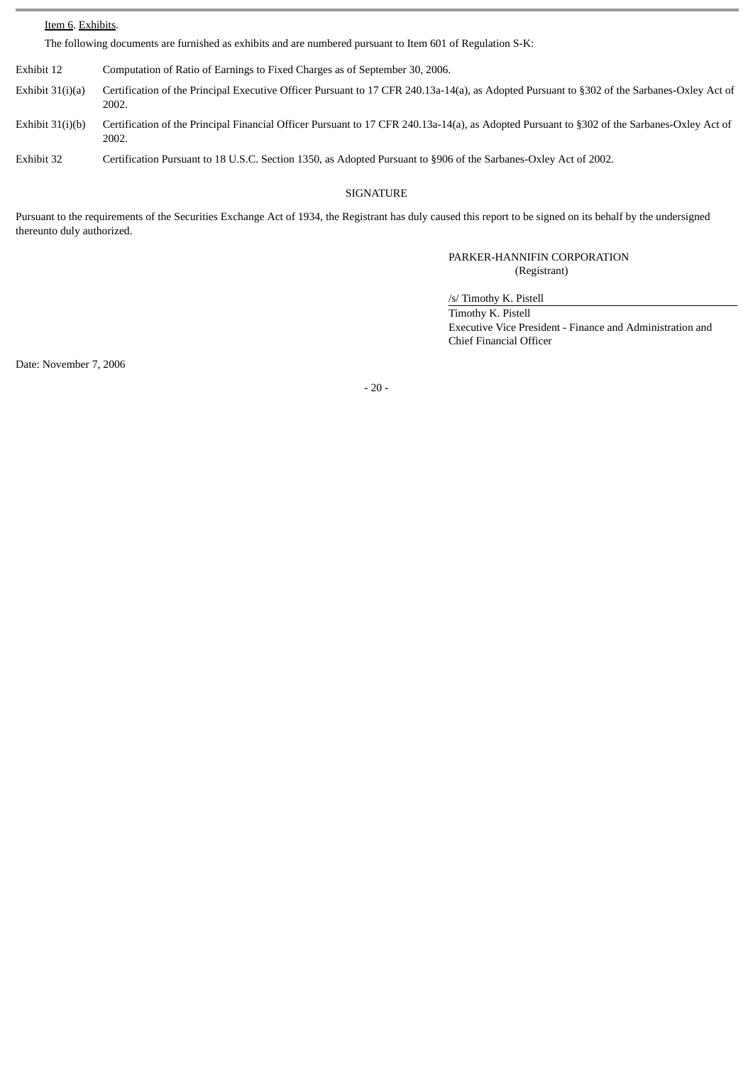Item 6. Exhibits.

The following documents are furnished as exhibits and are numbered pursuant to Item 601 of Regulation S-K:

| | |
|---|---|
| Exhibit 12 | Computation of Ratio of Earnings to Fixed Charges as of September 30, 2006. |
| Exhibit 31(i)(a) | Certification of the Principal Executive Officer Pursuant to 17 CFR 240.13a-14(a), as Adopted Pursuant to §302 of the Sarbanes-Oxley Act of 2002. |
| Exhibit 31(i)(b) | Certification of the Principal Financial Officer Pursuant to 17 CFR 240.13a-14(a), as Adopted Pursuant to §302 of the Sarbanes-Oxley Act of 2002. |
| Exhibit 32 | Certification Pursuant to 18 U.S.C. Section 1350, as Adopted Pursuant to §906 of the Sarbanes-Oxley Act of 2002. |

SIGNATURE

Pursuant to the requirements of the Securities Exchange Act of 1934, the Registrant has duly caused this report to be signed on its behalf by the undersigned thereunto duly authorized.

PARKER-HANNIFIN CORPORATION
(Registrant)

/s/ Timothy K. Pistell

Timothy K. Pistell
Executive Vice President - Finance and Administration and Chief Financial Officer

Date: November 7, 2006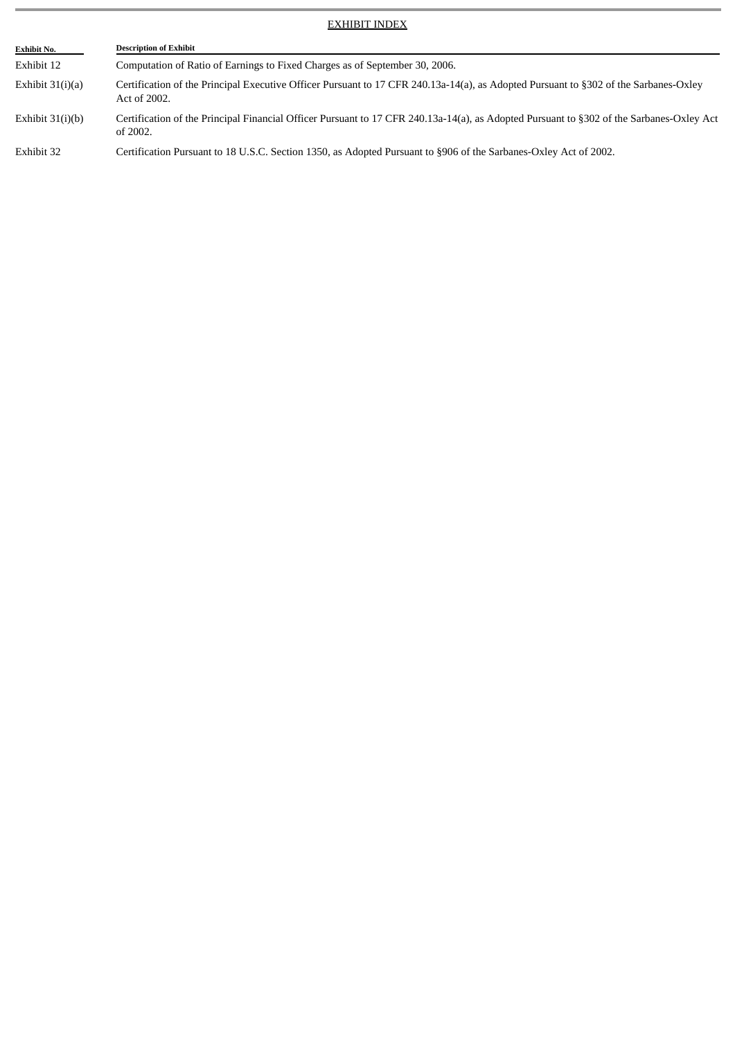## EXHIBIT INDEX

| Exhibit No. | Description of Exhibit |
|---|---|
| Exhibit 12 | Computation of Ratio of Earnings to Fixed Charges as of September 30, 2006. |
| Exhibit 31(i)(a) | Certification of the Principal Executive Officer Pursuant to 17 CFR 240.13a-14(a), as Adopted Pursuant to §302 of the Sarbanes-Oxley Act of 2002. |
| Exhibit 31(i)(b) | Certification of the Principal Financial Officer Pursuant to 17 CFR 240.13a-14(a), as Adopted Pursuant to §302 of the Sarbanes-Oxley Act of 2002. |
| Exhibit 32 | Certification Pursuant to 18 U.S.C. Section 1350, as Adopted Pursuant to §906 of the Sarbanes-Oxley Act of 2002. |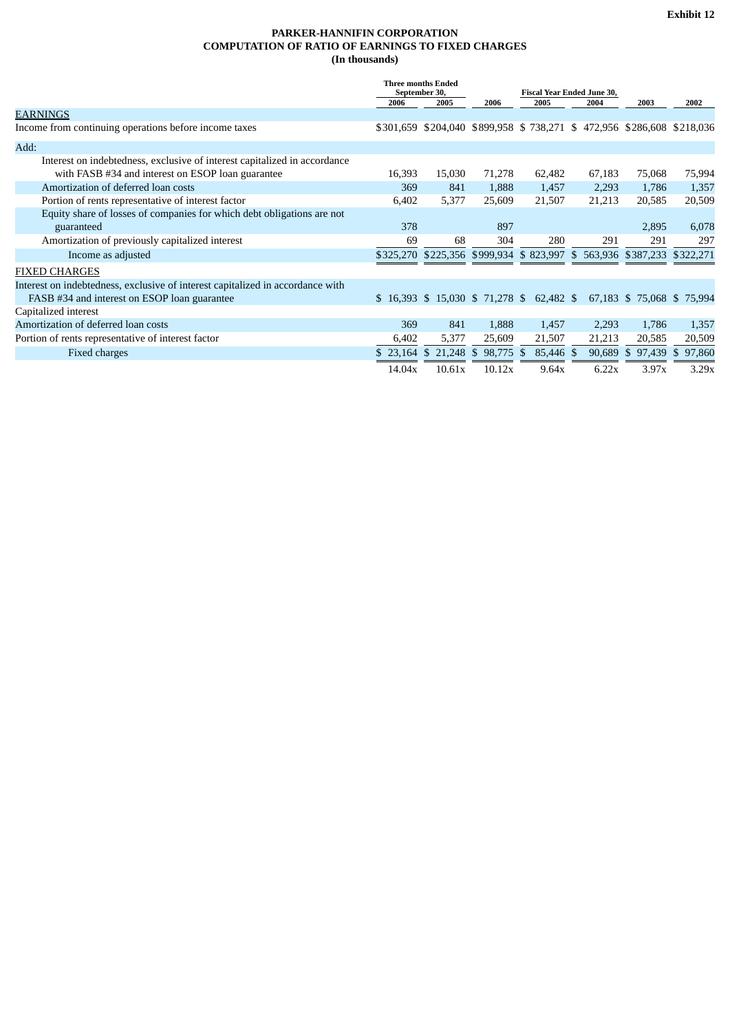**Exhibit 12**

# PARKER-HANNIFIN CORPORATION
## COMPUTATION OF RATIO OF EARNINGS TO FIXED CHARGES
### (In thousands)

| | Three months Ended September 30, | | Fiscal Year Ended June 30, | | | | |
|---|---|---|---|---|---|---|---|
| | 2006 | 2005 | 2006 | 2005 | 2004 | 2003 | 2002 |
| EARNINGS | | | | | | | |
| Income from continuing operations before income taxes | $301,659 | $204,040 | $899,958 | $ 738,271 | $ 472,956 | $286,608 | $218,036 |
| Add: | | | | | | | |
| Interest on indebtedness, exclusive of interest capitalized in accordance with FASB #34 and interest on ESOP loan guarantee | 16,393 | 15,030 | 71,278 | 62,482 | 67,183 | 75,068 | 75,994 |
| Amortization of deferred loan costs | 369 | 841 | 1,888 | 1,457 | 2,293 | 1,786 | 1,357 |
| Portion of rents representative of interest factor | 6,402 | 5,377 | 25,609 | 21,507 | 21,213 | 20,585 | 20,509 |
| Equity share of losses of companies for which debt obligations are not guaranteed | 378 | | 897 | | | 2,895 | 6,078 |
| Amortization of previously capitalized interest | 69 | 68 | 304 | 280 | 291 | 291 | 297 |
| Income as adjusted | $325,270 | $225,356 | $999,934 | $ 823,997 | $ 563,936 | $387,233 | $322,271 |
| FIXED CHARGES | | | | | | | |
| Interest on indebtedness, exclusive of interest capitalized in accordance with FASB #34 and interest on ESOP loan guarantee | $ 16,393 | $ 15,030 | $ 71,278 | $ 62,482 | $ 67,183 | $ 75,068 | $ 75,994 |
| Capitalized interest | | | | | | | |
| Amortization of deferred loan costs | 369 | 841 | 1,888 | 1,457 | 2,293 | 1,786 | 1,357 |
| Portion of rents representative of interest factor | 6,402 | 5,377 | 25,609 | 21,507 | 21,213 | 20,585 | 20,509 |
| Fixed charges | $ 23,164 | $ 21,248 | $ 98,775 | $ 85,446 | $ 90,689 | $ 97,439 | $ 97,860 |
| | 14.04x | 10.61x | 10.12x | 9.64x | 6.22x | 3.97x | 3.29x |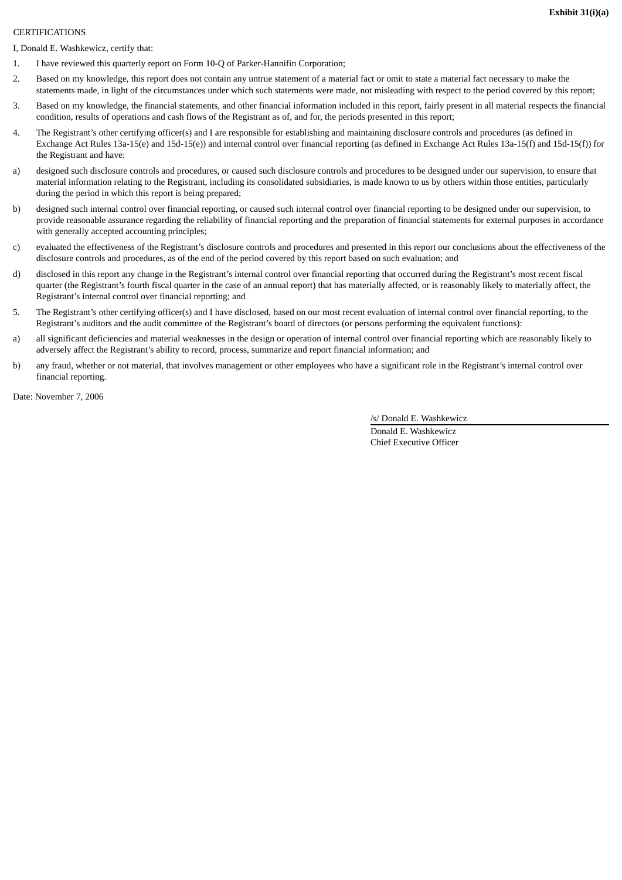**Exhibit 31(i)(a)**

CERTIFICATIONS

I, Donald E. Washkewicz, certify that:

1. I have reviewed this quarterly report on Form 10-Q of Parker-Hannifin Corporation;
2. Based on my knowledge, this report does not contain any untrue statement of a material fact or omit to state a material fact necessary to make the statements made, in light of the circumstances under which such statements were made, not misleading with respect to the period covered by this report;
3. Based on my knowledge, the financial statements, and other financial information included in this report, fairly present in all material respects the financial condition, results of operations and cash flows of the Registrant as of, and for, the periods presented in this report;
4. The Registrant's other certifying officer(s) and I are responsible for establishing and maintaining disclosure controls and procedures (as defined in Exchange Act Rules 13a-15(e) and 15d-15(e)) and internal control over financial reporting (as defined in Exchange Act Rules 13a-15(f) and 15d-15(f)) for the Registrant and have:

a) designed such disclosure controls and procedures, or caused such disclosure controls and procedures to be designed under our supervision, to ensure that material information relating to the Registrant, including its consolidated subsidiaries, is made known to us by others within those entities, particularly during the period in which this report is being prepared;

b) designed such internal control over financial reporting, or caused such internal control over financial reporting to be designed under our supervision, to provide reasonable assurance regarding the reliability of financial reporting and the preparation of financial statements for external purposes in accordance with generally accepted accounting principles;

c) evaluated the effectiveness of the Registrant's disclosure controls and procedures and presented in this report our conclusions about the effectiveness of the disclosure controls and procedures, as of the end of the period covered by this report based on such evaluation; and

d) disclosed in this report any change in the Registrant's internal control over financial reporting that occurred during the Registrant's most recent fiscal quarter (the Registrant's fourth fiscal quarter in the case of an annual report) that has materially affected, or is reasonably likely to materially affect, the Registrant's internal control over financial reporting; and

5. The Registrant's other certifying officer(s) and I have disclosed, based on our most recent evaluation of internal control over financial reporting, to the Registrant's auditors and the audit committee of the Registrant's board of directors (or persons performing the equivalent functions):

a) all significant deficiencies and material weaknesses in the design or operation of internal control over financial reporting which are reasonably likely to adversely affect the Registrant's ability to record, process, summarize and report financial information; and

b) any fraud, whether or not material, that involves management or other employees who have a significant role in the Registrant's internal control over financial reporting.

Date: November 7, 2006

/s/ Donald E. Washkewicz

Donald E. Washkewicz
Chief Executive Officer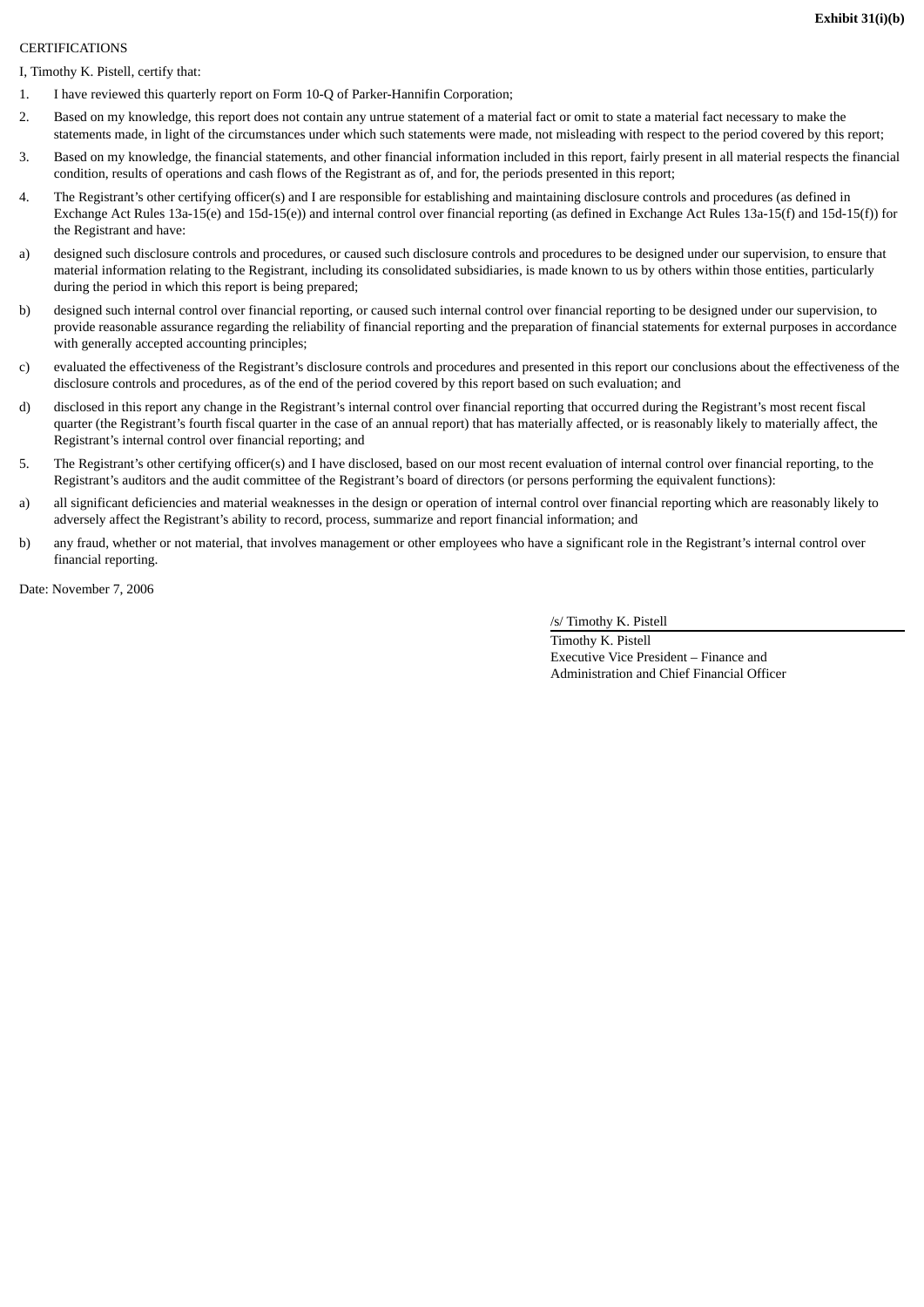**Exhibit 31(i)(b)**

CERTIFICATIONS

I, Timothy K. Pistell, certify that:

1. I have reviewed this quarterly report on Form 10-Q of Parker-Hannifin Corporation;

2. Based on my knowledge, this report does not contain any untrue statement of a material fact or omit to state a material fact necessary to make the statements made, in light of the circumstances under which such statements were made, not misleading with respect to the period covered by this report;

3. Based on my knowledge, the financial statements, and other financial information included in this report, fairly present in all material respects the financial condition, results of operations and cash flows of the Registrant as of, and for, the periods presented in this report;

4. The Registrant's other certifying officer(s) and I are responsible for establishing and maintaining disclosure controls and procedures (as defined in Exchange Act Rules 13a-15(e) and 15d-15(e)) and internal control over financial reporting (as defined in Exchange Act Rules 13a-15(f) and 15d-15(f)) for the Registrant and have:

a) designed such disclosure controls and procedures, or caused such disclosure controls and procedures to be designed under our supervision, to ensure that material information relating to the Registrant, including its consolidated subsidiaries, is made known to us by others within those entities, particularly during the period in which this report is being prepared;

b) designed such internal control over financial reporting, or caused such internal control over financial reporting to be designed under our supervision, to provide reasonable assurance regarding the reliability of financial reporting and the preparation of financial statements for external purposes in accordance with generally accepted accounting principles;

c) evaluated the effectiveness of the Registrant's disclosure controls and procedures and presented in this report our conclusions about the effectiveness of the disclosure controls and procedures, as of the end of the period covered by this report based on such evaluation; and

d) disclosed in this report any change in the Registrant's internal control over financial reporting that occurred during the Registrant's most recent fiscal quarter (the Registrant's fourth fiscal quarter in the case of an annual report) that has materially affected, or is reasonably likely to materially affect, the Registrant's internal control over financial reporting; and

5. The Registrant's other certifying officer(s) and I have disclosed, based on our most recent evaluation of internal control over financial reporting, to the Registrant's auditors and the audit committee of the Registrant's board of directors (or persons performing the equivalent functions):

a) all significant deficiencies and material weaknesses in the design or operation of internal control over financial reporting which are reasonably likely to adversely affect the Registrant's ability to record, process, summarize and report financial information; and

b) any fraud, whether or not material, that involves management or other employees who have a significant role in the Registrant's internal control over financial reporting.

Date: November 7, 2006

/s/ Timothy K. Pistell

Timothy K. Pistell
Executive Vice President – Finance and
Administration and Chief Financial Officer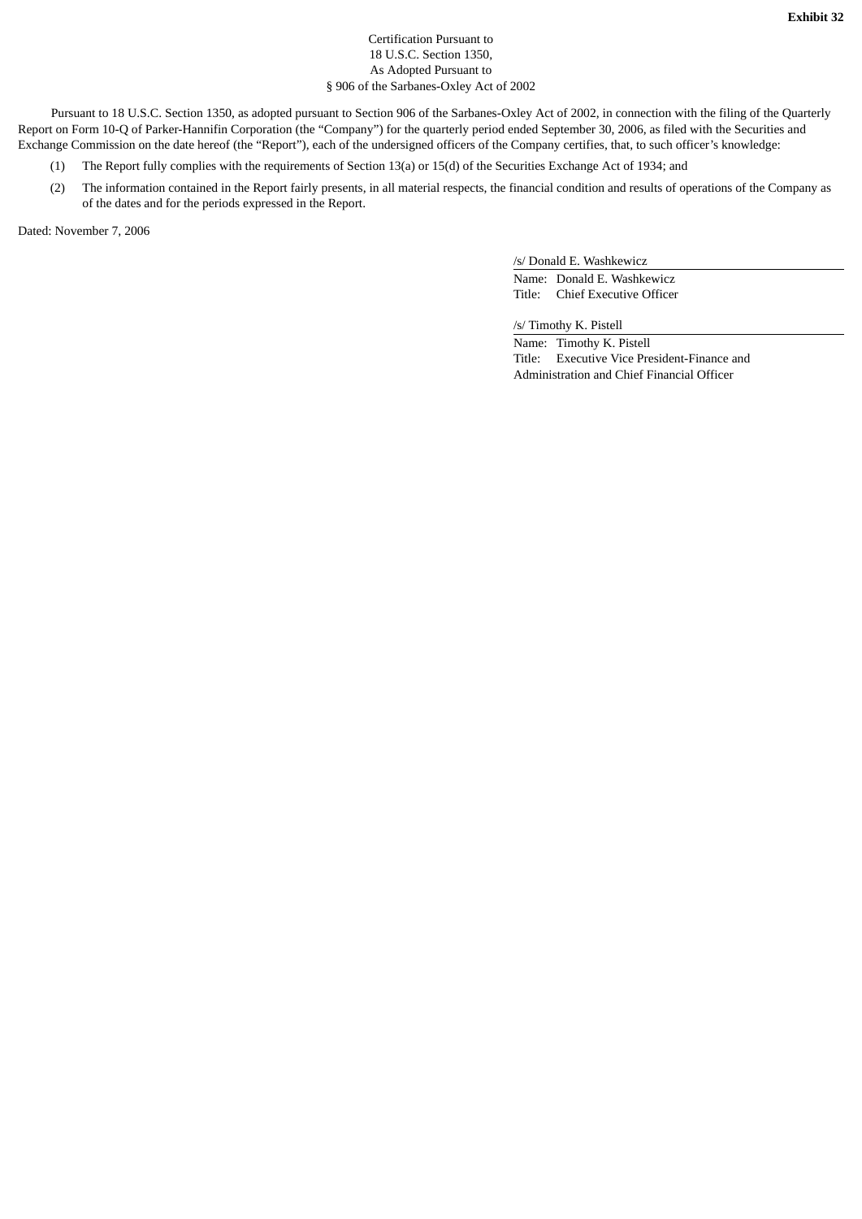**Exhibit 32**

Certification Pursuant to
18 U.S.C. Section 1350,
As Adopted Pursuant to
§ 906 of the Sarbanes-Oxley Act of 2002

Pursuant to 18 U.S.C. Section 1350, as adopted pursuant to Section 906 of the Sarbanes-Oxley Act of 2002, in connection with the filing of the Quarterly Report on Form 10-Q of Parker-Hannifin Corporation (the "Company") for the quarterly period ended September 30, 2006, as filed with the Securities and Exchange Commission on the date hereof (the "Report"), each of the undersigned officers of the Company certifies, that, to such officer's knowledge:

(1) The Report fully complies with the requirements of Section 13(a) or 15(d) of the Securities Exchange Act of 1934; and

(2) The information contained in the Report fairly presents, in all material respects, the financial condition and results of operations of the Company as of the dates and for the periods expressed in the Report.

Dated: November 7, 2006

/s/ Donald E. Washkewicz
Name: Donald E. Washkewicz
Title: Chief Executive Officer

/s/ Timothy K. Pistell
Name: Timothy K. Pistell
Title: Executive Vice President-Finance and Administration and Chief Financial Officer